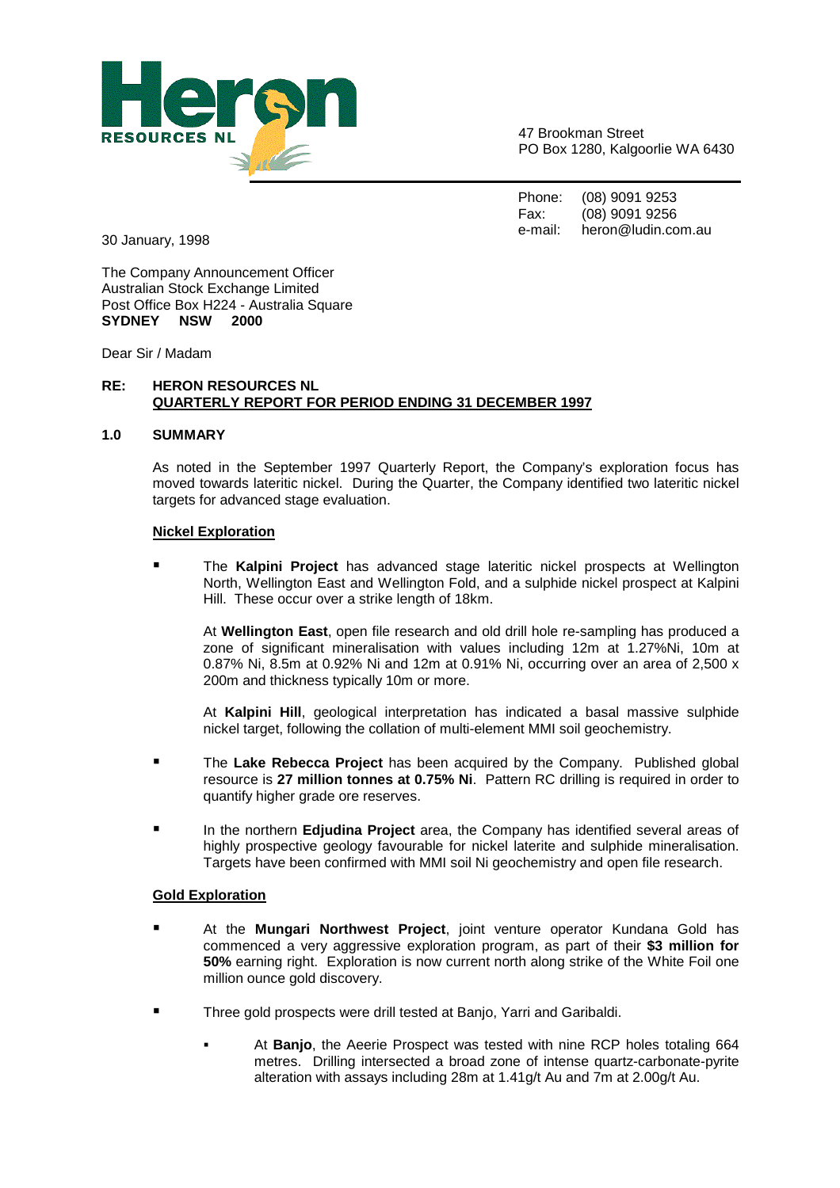**Heron RESOURCES NL**

47 Brookman Street
PO Box 1280, Kalgoorlie WA 6430

Phone: (08) 9091 9253
Fax: (08) 9091 9256
e-mail: heron@ludin.com.au

30 January, 1998

The Company Announcement Officer
Australian Stock Exchange Limited
Post Office Box H224 - Australia Square
**SYDNEY NSW 2000**

Dear Sir / Madam

**RE: HERON RESOURCES NL**
**QUARTERLY REPORT FOR PERIOD ENDING 31 DECEMBER 1997**

## 1.0 SUMMARY

As noted in the September 1997 Quarterly Report, the Company's exploration focus has moved towards lateritic nickel. During the Quarter, the Company identified two lateritic nickel targets for advanced stage evaluation.

### Nickel Exploration

- The **Kalpini Project** has advanced stage lateritic nickel prospects at Wellington North, Wellington East and Wellington Fold, and a sulphide nickel prospect at Kalpini Hill. These occur over a strike length of 18km.

  At **Wellington East**, open file research and old drill hole re-sampling has produced a zone of significant mineralisation with values including 12m at 1.27%Ni, 10m at 0.87% Ni, 8.5m at 0.92% Ni and 12m at 0.91% Ni, occurring over an area of 2,500 x 200m and thickness typically 10m or more.

  At **Kalpini Hill**, geological interpretation has indicated a basal massive sulphide nickel target, following the collation of multi-element MMI soil geochemistry.

- The **Lake Rebecca Project** has been acquired by the Company. Published global resource is **27 million tonnes at 0.75% Ni**. Pattern RC drilling is required in order to quantify higher grade ore reserves.

- In the northern **Edjudina Project** area, the Company has identified several areas of highly prospective geology favourable for nickel laterite and sulphide mineralisation. Targets have been confirmed with MMI soil Ni geochemistry and open file research.

### Gold Exploration

- At the **Mungari Northwest Project**, joint venture operator Kundana Gold has commenced a very aggressive exploration program, as part of their **$3 million for 50%** earning right. Exploration is now current north along strike of the White Foil one million ounce gold discovery.

- Three gold prospects were drill tested at Banjo, Yarri and Garibaldi.

  - At **Banjo**, the Aeerie Prospect was tested with nine RCP holes totaling 664 metres. Drilling intersected a broad zone of intense quartz-carbonate-pyrite alteration with assays including 28m at 1.41g/t Au and 7m at 2.00g/t Au.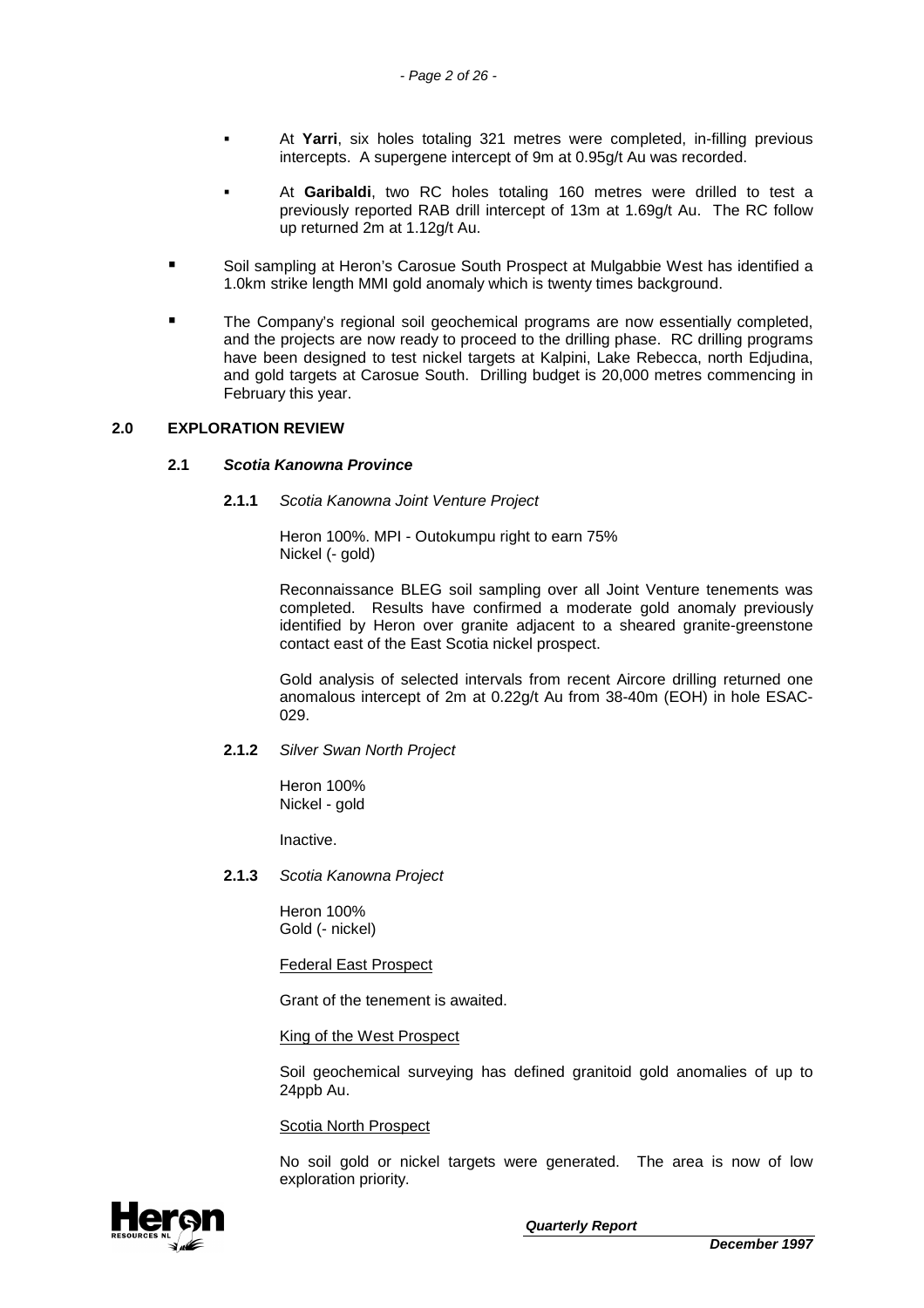- At **Yarri**, six holes totaling 321 metres were completed, in-filling previous intercepts. A supergene intercept of 9m at 0.95g/t Au was recorded.

- At **Garibaldi**, two RC holes totaling 160 metres were drilled to test a previously reported RAB drill intercept of 13m at 1.69g/t Au. The RC follow up returned 2m at 1.12g/t Au.

- Soil sampling at Heron's Carosue South Prospect at Mulgabbie West has identified a 1.0km strike length MMI gold anomaly which is twenty times background.

- The Company's regional soil geochemical programs are now essentially completed, and the projects are now ready to proceed to the drilling phase. RC drilling programs have been designed to test nickel targets at Kalpini, Lake Rebecca, north Edjudina, and gold targets at Carosue South. Drilling budget is 20,000 metres commencing in February this year.

## 2.0 EXPLORATION REVIEW

### 2.1 *Scotia Kanowna Province*

#### 2.1.1 *Scotia Kanowna Joint Venture Project*

Heron 100%. MPI - Outokumpu right to earn 75%
Nickel (- gold)

Reconnaissance BLEG soil sampling over all Joint Venture tenements was completed. Results have confirmed a moderate gold anomaly previously identified by Heron over granite adjacent to a sheared granite-greenstone contact east of the East Scotia nickel prospect.

Gold analysis of selected intervals from recent Aircore drilling returned one anomalous intercept of 2m at 0.22g/t Au from 38-40m (EOH) in hole ESAC-029.

#### 2.1.2 *Silver Swan North Project*

Heron 100%
Nickel - gold

Inactive.

#### 2.1.3 *Scotia Kanowna Project*

Heron 100%
Gold (- nickel)

<u>Federal East Prospect</u>

Grant of the tenement is awaited.

<u>King of the West Prospect</u>

Soil geochemical surveying has defined granitoid gold anomalies of up to 24ppb Au.

<u>Scotia North Prospect</u>

No soil gold or nickel targets were generated. The area is now of low exploration priority.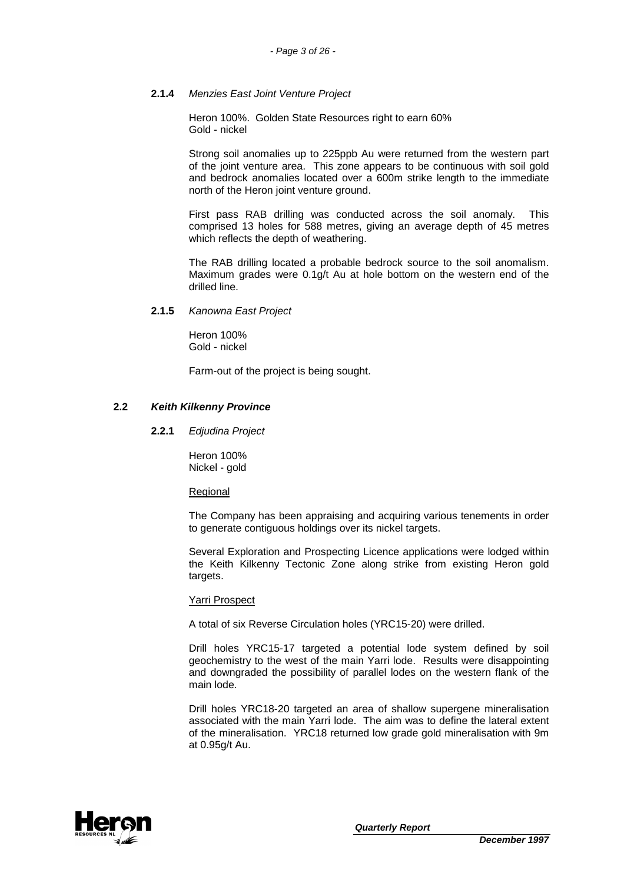#### 2.1.4 *Menzies East Joint Venture Project*

Heron 100%. Golden State Resources right to earn 60%
Gold - nickel

Strong soil anomalies up to 225ppb Au were returned from the western part of the joint venture area. This zone appears to be continuous with soil gold and bedrock anomalies located over a 600m strike length to the immediate north of the Heron joint venture ground.

First pass RAB drilling was conducted across the soil anomaly. This comprised 13 holes for 588 metres, giving an average depth of 45 metres which reflects the depth of weathering.

The RAB drilling located a probable bedrock source to the soil anomalism. Maximum grades were 0.1g/t Au at hole bottom on the western end of the drilled line.

#### 2.1.5 *Kanowna East Project*

Heron 100%
Gold - nickel

Farm-out of the project is being sought.

### 2.2 *Keith Kilkenny Province*

#### 2.2.1 *Edjudina Project*

Heron 100%
Nickel - gold

<u>Regional</u>

The Company has been appraising and acquiring various tenements in order to generate contiguous holdings over its nickel targets.

Several Exploration and Prospecting Licence applications were lodged within the Keith Kilkenny Tectonic Zone along strike from existing Heron gold targets.

<u>Yarri Prospect</u>

A total of six Reverse Circulation holes (YRC15-20) were drilled.

Drill holes YRC15-17 targeted a potential lode system defined by soil geochemistry to the west of the main Yarri lode. Results were disappointing and downgraded the possibility of parallel lodes on the western flank of the main lode.

Drill holes YRC18-20 targeted an area of shallow supergene mineralisation associated with the main Yarri lode. The aim was to define the lateral extent of the mineralisation. YRC18 returned low grade gold mineralisation with 9m at 0.95g/t Au.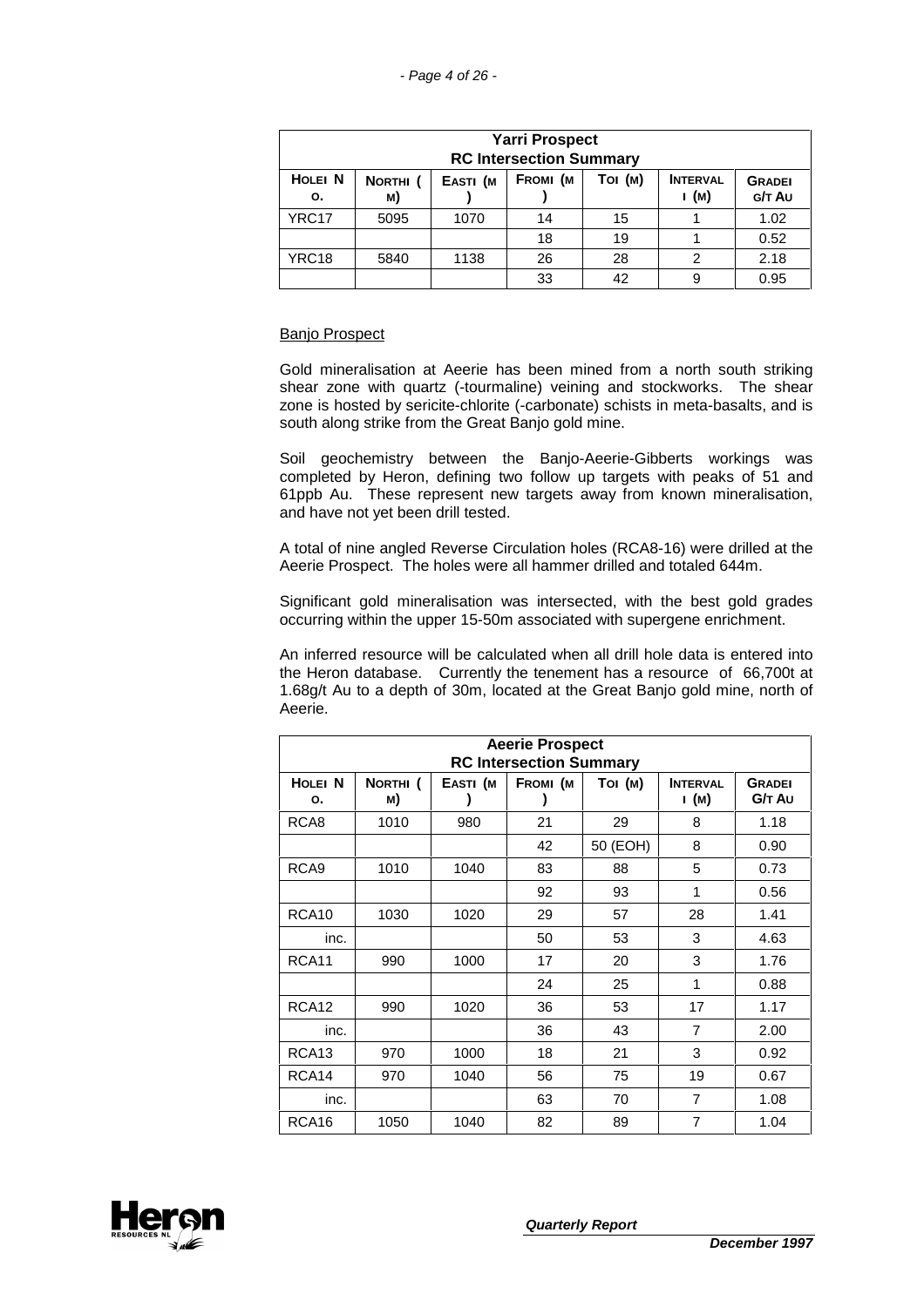| Yarri Prospect RC Intersection Summary | | | | | | |
|---|---|---|---|---|---|---|
| Hole No. | North (m) | East (m) | From (m) | To (m) | Interval (m) | Grade g/t Au |
| YRC17 | 5095 | 1070 | 14 | 15 | 1 | 1.02 |
| | | | 18 | 19 | 1 | 0.52 |
| YRC18 | 5840 | 1138 | 26 | 28 | 2 | 2.18 |
| | | | 33 | 42 | 9 | 0.95 |

Banjo Prospect

Gold mineralisation at Aeerie has been mined from a north south striking shear zone with quartz (-tourmaline) veining and stockworks. The shear zone is hosted by sericite-chlorite (-carbonate) schists in meta-basalts, and is south along strike from the Great Banjo gold mine.

Soil geochemistry between the Banjo-Aeerie-Gibberts workings was completed by Heron, defining two follow up targets with peaks of 51 and 61ppb Au. These represent new targets away from known mineralisation, and have not yet been drill tested.

A total of nine angled Reverse Circulation holes (RCA8-16) were drilled at the Aeerie Prospect. The holes were all hammer drilled and totaled 644m.

Significant gold mineralisation was intersected, with the best gold grades occurring within the upper 15-50m associated with supergene enrichment.

An inferred resource will be calculated when all drill hole data is entered into the Heron database. Currently the tenement has a resource of 66,700t at 1.68g/t Au to a depth of 30m, located at the Great Banjo gold mine, north of Aeerie.

| Aeerie Prospect RC Intersection Summary | | | | | | |
|---|---|---|---|---|---|---|
| Hole No. | North (m) | East (m) | From (m) | To (m) | Interval (m) | Grade G/t Au |
| RCA8 | 1010 | 980 | 21 | 29 | 8 | 1.18 |
| | | | 42 | 50 (EOH) | 8 | 0.90 |
| RCA9 | 1010 | 1040 | 83 | 88 | 5 | 0.73 |
| | | | 92 | 93 | 1 | 0.56 |
| RCA10 | 1030 | 1020 | 29 | 57 | 28 | 1.41 |
| inc. | | | 50 | 53 | 3 | 4.63 |
| RCA11 | 990 | 1000 | 17 | 20 | 3 | 1.76 |
| | | | 24 | 25 | 1 | 0.88 |
| RCA12 | 990 | 1020 | 36 | 53 | 17 | 1.17 |
| inc. | | | 36 | 43 | 7 | 2.00 |
| RCA13 | 970 | 1000 | 18 | 21 | 3 | 0.92 |
| RCA14 | 970 | 1040 | 56 | 75 | 19 | 0.67 |
| inc. | | | 63 | 70 | 7 | 1.08 |
| RCA16 | 1050 | 1040 | 82 | 89 | 7 | 1.04 |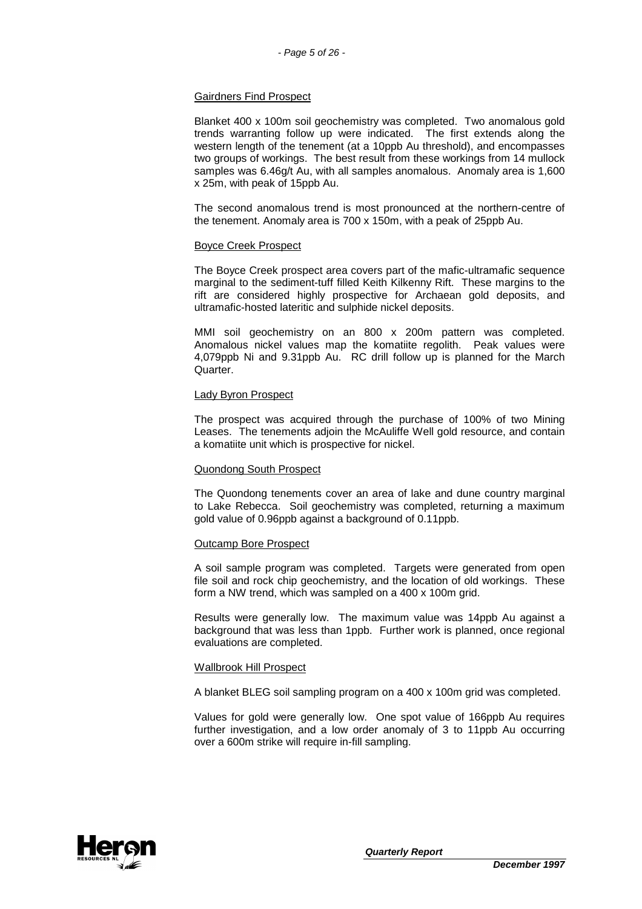### Gairdners Find Prospect

Blanket 400 x 100m soil geochemistry was completed. Two anomalous gold trends warranting follow up were indicated. The first extends along the western length of the tenement (at a 10ppb Au threshold), and encompasses two groups of workings. The best result from these workings from 14 mullock samples was 6.46g/t Au, with all samples anomalous. Anomaly area is 1,600 x 25m, with peak of 15ppb Au.

The second anomalous trend is most pronounced at the northern-centre of the tenement. Anomaly area is 700 x 150m, with a peak of 25ppb Au.

### Boyce Creek Prospect

The Boyce Creek prospect area covers part of the mafic-ultramafic sequence marginal to the sediment-tuff filled Keith Kilkenny Rift. These margins to the rift are considered highly prospective for Archaean gold deposits, and ultramafic-hosted lateritic and sulphide nickel deposits.

MMI soil geochemistry on an 800 x 200m pattern was completed. Anomalous nickel values map the komatiite regolith. Peak values were 4,079ppb Ni and 9.31ppb Au. RC drill follow up is planned for the March Quarter.

### Lady Byron Prospect

The prospect was acquired through the purchase of 100% of two Mining Leases. The tenements adjoin the McAuliffe Well gold resource, and contain a komatiite unit which is prospective for nickel.

### Quondong South Prospect

The Quondong tenements cover an area of lake and dune country marginal to Lake Rebecca. Soil geochemistry was completed, returning a maximum gold value of 0.96ppb against a background of 0.11ppb.

### Outcamp Bore Prospect

A soil sample program was completed. Targets were generated from open file soil and rock chip geochemistry, and the location of old workings. These form a NW trend, which was sampled on a 400 x 100m grid.

Results were generally low. The maximum value was 14ppb Au against a background that was less than 1ppb. Further work is planned, once regional evaluations are completed.

### Wallbrook Hill Prospect

A blanket BLEG soil sampling program on a 400 x 100m grid was completed.

Values for gold were generally low. One spot value of 166ppb Au requires further investigation, and a low order anomaly of 3 to 11ppb Au occurring over a 600m strike will require in-fill sampling.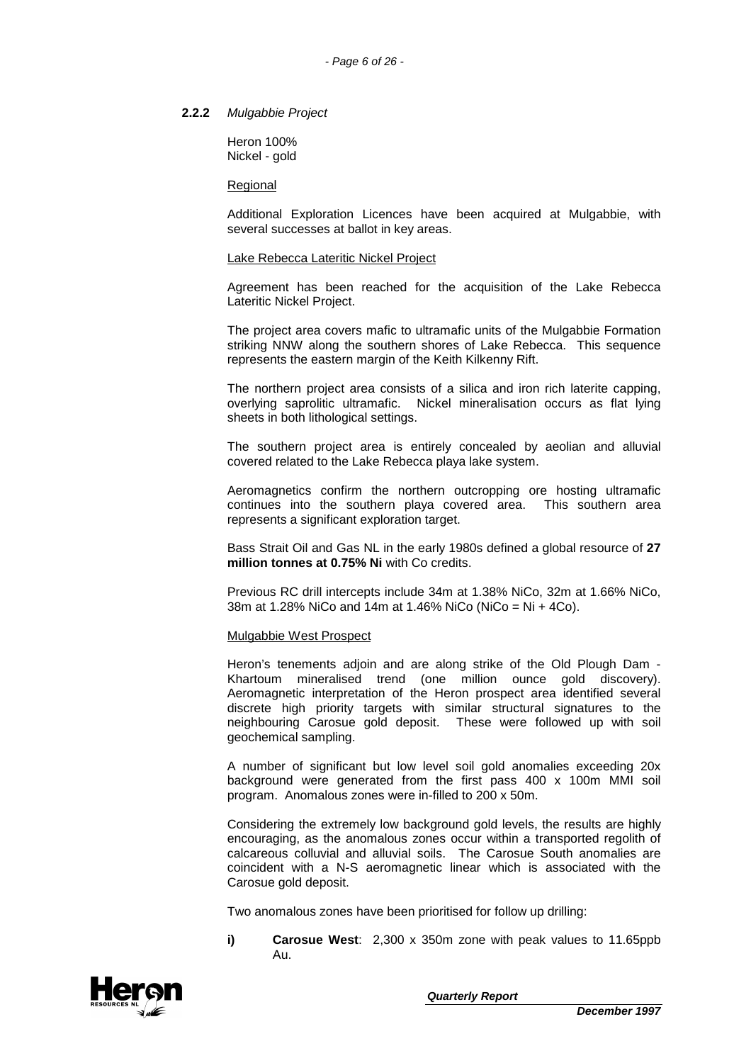**2.2.2** *Mulgabbie Project*

Heron 100%
Nickel - gold

Regional

Additional Exploration Licences have been acquired at Mulgabbie, with several successes at ballot in key areas.

Lake Rebecca Lateritic Nickel Project

Agreement has been reached for the acquisition of the Lake Rebecca Lateritic Nickel Project.

The project area covers mafic to ultramafic units of the Mulgabbie Formation striking NNW along the southern shores of Lake Rebecca. This sequence represents the eastern margin of the Keith Kilkenny Rift.

The northern project area consists of a silica and iron rich laterite capping, overlying saprolitic ultramafic. Nickel mineralisation occurs as flat lying sheets in both lithological settings.

The southern project area is entirely concealed by aeolian and alluvial covered related to the Lake Rebecca playa lake system.

Aeromagnetics confirm the northern outcropping ore hosting ultramafic continues into the southern playa covered area. This southern area represents a significant exploration target.

Bass Strait Oil and Gas NL in the early 1980s defined a global resource of **27 million tonnes at 0.75% Ni** with Co credits.

Previous RC drill intercepts include 34m at 1.38% NiCo, 32m at 1.66% NiCo, 38m at 1.28% NiCo and 14m at 1.46% NiCo (NiCo = Ni + 4Co).

Mulgabbie West Prospect

Heron's tenements adjoin and are along strike of the Old Plough Dam - Khartoum mineralised trend (one million ounce gold discovery). Aeromagnetic interpretation of the Heron prospect area identified several discrete high priority targets with similar structural signatures to the neighbouring Carosue gold deposit. These were followed up with soil geochemical sampling.

A number of significant but low level soil gold anomalies exceeding 20x background were generated from the first pass 400 x 100m MMI soil program. Anomalous zones were in-filled to 200 x 50m.

Considering the extremely low background gold levels, the results are highly encouraging, as the anomalous zones occur within a transported regolith of calcareous colluvial and alluvial soils. The Carosue South anomalies are coincident with a N-S aeromagnetic linear which is associated with the Carosue gold deposit.

Two anomalous zones have been prioritised for follow up drilling:

**i)** **Carosue West**: 2,300 x 350m zone with peak values to 11.65ppb Au.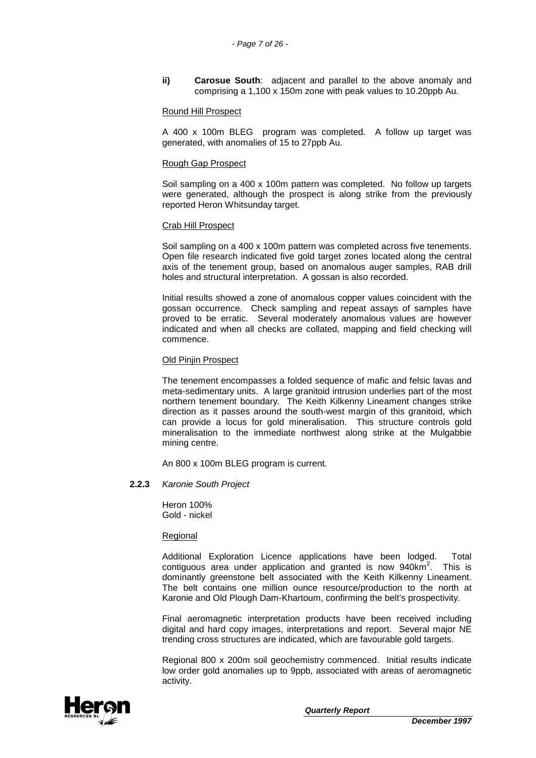**ii) Carosue South**: adjacent and parallel to the above anomaly and comprising a 1,100 x 150m zone with peak values to 10.20ppb Au.

Round Hill Prospect

A 400 x 100m BLEG program was completed. A follow up target was generated, with anomalies of 15 to 27ppb Au.

Rough Gap Prospect

Soil sampling on a 400 x 100m pattern was completed. No follow up targets were generated, although the prospect is along strike from the previously reported Heron Whitsunday target.

Crab Hill Prospect

Soil sampling on a 400 x 100m pattern was completed across five tenements. Open file research indicated five gold target zones located along the central axis of the tenement group, based on anomalous auger samples, RAB drill holes and structural interpretation. A gossan is also recorded.

Initial results showed a zone of anomalous copper values coincident with the gossan occurrence. Check sampling and repeat assays of samples have proved to be erratic. Several moderately anomalous values are however indicated and when all checks are collated, mapping and field checking will commence.

Old Pinjin Prospect

The tenement encompasses a folded sequence of mafic and felsic lavas and meta-sedimentary units. A large granitoid intrusion underlies part of the most northern tenement boundary. The Keith Kilkenny Lineament changes strike direction as it passes around the south-west margin of this granitoid, which can provide a locus for gold mineralisation. This structure controls gold mineralisation to the immediate northwest along strike at the Mulgabbie mining centre.

An 800 x 100m BLEG program is current.

**2.2.3** *Karonie South Project*

Heron 100%
Gold - nickel

Regional

Additional Exploration Licence applications have been lodged. Total contiguous area under application and granted is now 940km$^2$. This is dominantly greenstone belt associated with the Keith Kilkenny Lineament. The belt contains one million ounce resource/production to the north at Karonie and Old Plough Dam-Khartoum, confirming the belt's prospectivity.

Final aeromagnetic interpretation products have been received including digital and hard copy images, interpretations and report. Several major NE trending cross structures are indicated, which are favourable gold targets.

Regional 800 x 200m soil geochemistry commenced. Initial results indicate low order gold anomalies up to 9ppb, associated with areas of aeromagnetic activity.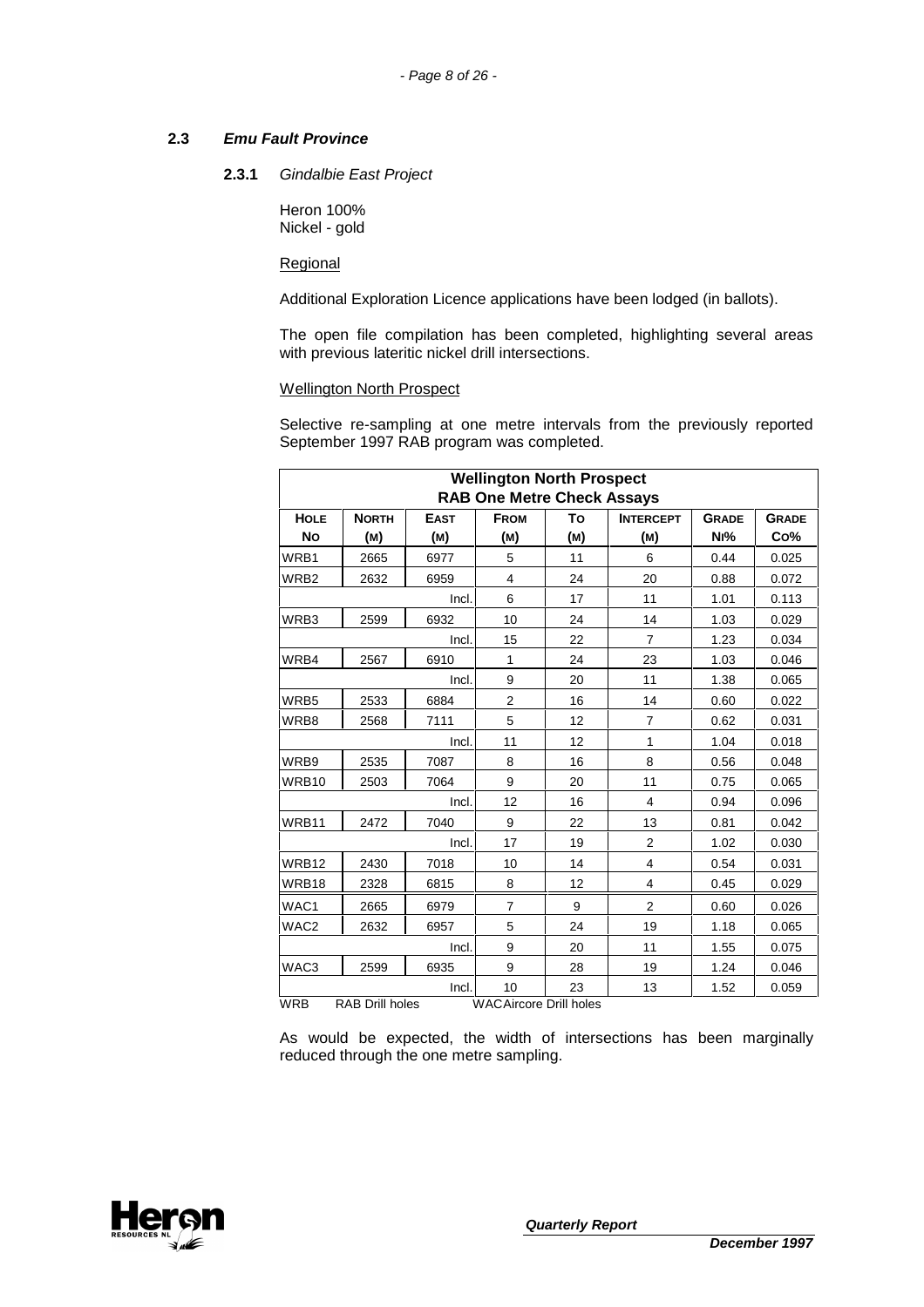## 2.3 *Emu Fault Province*

### 2.3.1 *Gindalbie East Project*

Heron 100%
Nickel - gold

Regional

Additional Exploration Licence applications have been lodged (in ballots).

The open file compilation has been completed, highlighting several areas with previous lateritic nickel drill intersections.

Wellington North Prospect

Selective re-sampling at one metre intervals from the previously reported September 1997 RAB program was completed.

| **Wellington North Prospect RAB One Metre Check Assays** | | | | | | | |
|---|---|---|---|---|---|---|---|
| **HOLE NO** | **NORTH (M)** | **EAST (M)** | **FROM (M)** | **TO (M)** | **INTERCEPT (M)** | **GRADE NI%** | **GRADE CO%** |
| WRB1 | 2665 | 6977 | 5 | 11 | 6 | 0.44 | 0.025 |
| WRB2 | 2632 | 6959 | 4 | 24 | 20 | 0.88 | 0.072 |
| | | Incl. | 6 | 17 | 11 | 1.01 | 0.113 |
| WRB3 | 2599 | 6932 | 10 | 24 | 14 | 1.03 | 0.029 |
| | | Incl. | 15 | 22 | 7 | 1.23 | 0.034 |
| WRB4 | 2567 | 6910 | 1 | 24 | 23 | 1.03 | 0.046 |
| | | Incl. | 9 | 20 | 11 | 1.38 | 0.065 |
| WRB5 | 2533 | 6884 | 2 | 16 | 14 | 0.60 | 0.022 |
| WRB8 | 2568 | 7111 | 5 | 12 | 7 | 0.62 | 0.031 |
| | | Incl. | 11 | 12 | 1 | 1.04 | 0.018 |
| WRB9 | 2535 | 7087 | 8 | 16 | 8 | 0.56 | 0.048 |
| WRB10 | 2503 | 7064 | 9 | 20 | 11 | 0.75 | 0.065 |
| | | Incl. | 12 | 16 | 4 | 0.94 | 0.096 |
| WRB11 | 2472 | 7040 | 9 | 22 | 13 | 0.81 | 0.042 |
| | | Incl. | 17 | 19 | 2 | 1.02 | 0.030 |
| WRB12 | 2430 | 7018 | 10 | 14 | 4 | 0.54 | 0.031 |
| WRB18 | 2328 | 6815 | 8 | 12 | 4 | 0.45 | 0.029 |
| WAC1 | 2665 | 6979 | 7 | 9 | 2 | 0.60 | 0.026 |
| WAC2 | 2632 | 6957 | 5 | 24 | 19 | 1.18 | 0.065 |
| | | Incl. | 9 | 20 | 11 | 1.55 | 0.075 |
| WAC3 | 2599 | 6935 | 9 | 28 | 19 | 1.24 | 0.046 |
| | | Incl. | 10 | 23 | 13 | 1.52 | 0.059 |

WRB RAB Drill holes WAC Aircore Drill holes

As would be expected, the width of intersections has been marginally reduced through the one metre sampling.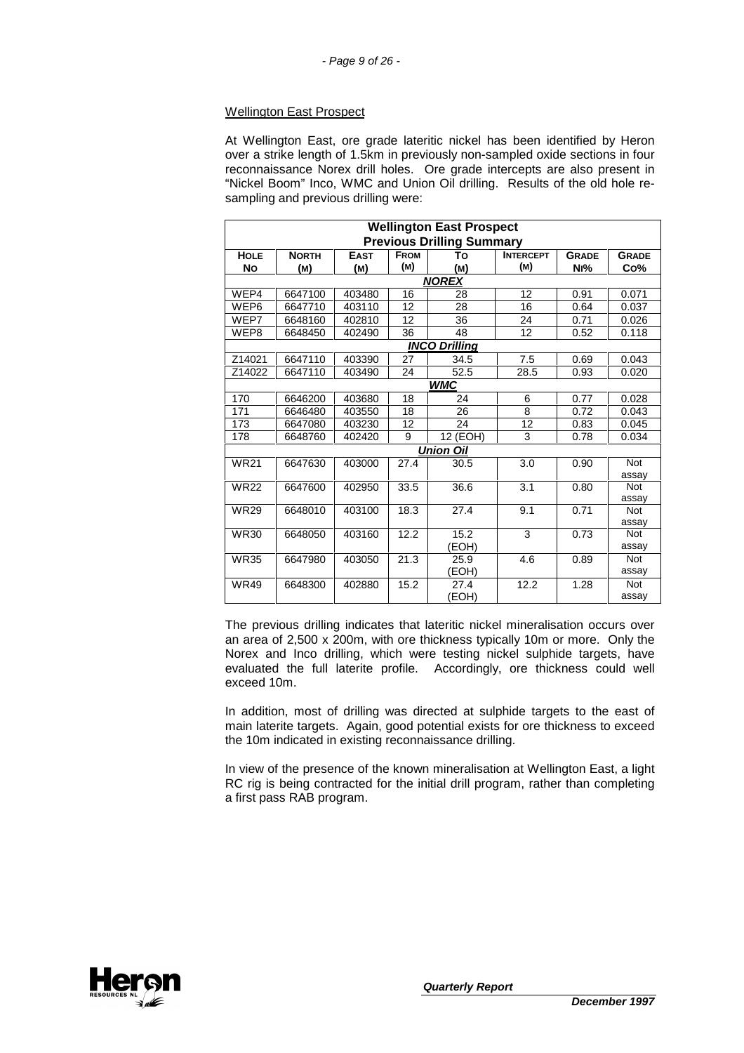## Wellington East Prospect

At Wellington East, ore grade lateritic nickel has been identified by Heron over a strike length of 1.5km in previously non-sampled oxide sections in four reconnaissance Norex drill holes. Ore grade intercepts are also present in "Nickel Boom" Inco, WMC and Union Oil drilling. Results of the old hole re-sampling and previous drilling were:

| **Wellington East Prospect Previous Drilling Summary** | | | | | | | |
|---|---|---|---|---|---|---|---|
| **Hole No** | **North (m)** | **East (m)** | **From (m)** | **To (m)** | **Intercept (m)** | **Grade Ni%** | **Grade Co%** |
| | | | | ***NOREX*** | | | |
| WEP4 | 6647100 | 403480 | 16 | 28 | 12 | 0.91 | 0.071 |
| WEP6 | 6647710 | 403110 | 12 | 28 | 16 | 0.64 | 0.037 |
| WEP7 | 6648160 | 402810 | 12 | 36 | 24 | 0.71 | 0.026 |
| WEP8 | 6648450 | 402490 | 36 | 48 | 12 | 0.52 | 0.118 |
| | | | | ***INCO Drilling*** | | | |
| Z14021 | 6647110 | 403390 | 27 | 34.5 | 7.5 | 0.69 | 0.043 |
| Z14022 | 6647110 | 403490 | 24 | 52.5 | 28.5 | 0.93 | 0.020 |
| | | | | ***WMC*** | | | |
| 170 | 6646200 | 403680 | 18 | 24 | 6 | 0.77 | 0.028 |
| 171 | 6646480 | 403550 | 18 | 26 | 8 | 0.72 | 0.043 |
| 173 | 6647080 | 403230 | 12 | 24 | 12 | 0.83 | 0.045 |
| 178 | 6648760 | 402420 | 9 | 12 (EOH) | 3 | 0.78 | 0.034 |
| | | | | ***Union Oil*** | | | |
| WR21 | 6647630 | 403000 | 27.4 | 30.5 | 3.0 | 0.90 | Not assay |
| WR22 | 6647600 | 402950 | 33.5 | 36.6 | 3.1 | 0.80 | Not assay |
| WR29 | 6648010 | 403100 | 18.3 | 27.4 | 9.1 | 0.71 | Not assay |
| WR30 | 6648050 | 403160 | 12.2 | 15.2 (EOH) | 3 | 0.73 | Not assay |
| WR35 | 6647980 | 403050 | 21.3 | 25.9 (EOH) | 4.6 | 0.89 | Not assay |
| WR49 | 6648300 | 402880 | 15.2 | 27.4 (EOH) | 12.2 | 1.28 | Not assay |

The previous drilling indicates that lateritic nickel mineralisation occurs over an area of 2,500 x 200m, with ore thickness typically 10m or more. Only the Norex and Inco drilling, which were testing nickel sulphide targets, have evaluated the full laterite profile. Accordingly, ore thickness could well exceed 10m.

In addition, most of drilling was directed at sulphide targets to the east of main laterite targets. Again, good potential exists for ore thickness to exceed the 10m indicated in existing reconnaissance drilling.

In view of the presence of the known mineralisation at Wellington East, a light RC rig is being contracted for the initial drill program, rather than completing a first pass RAB program.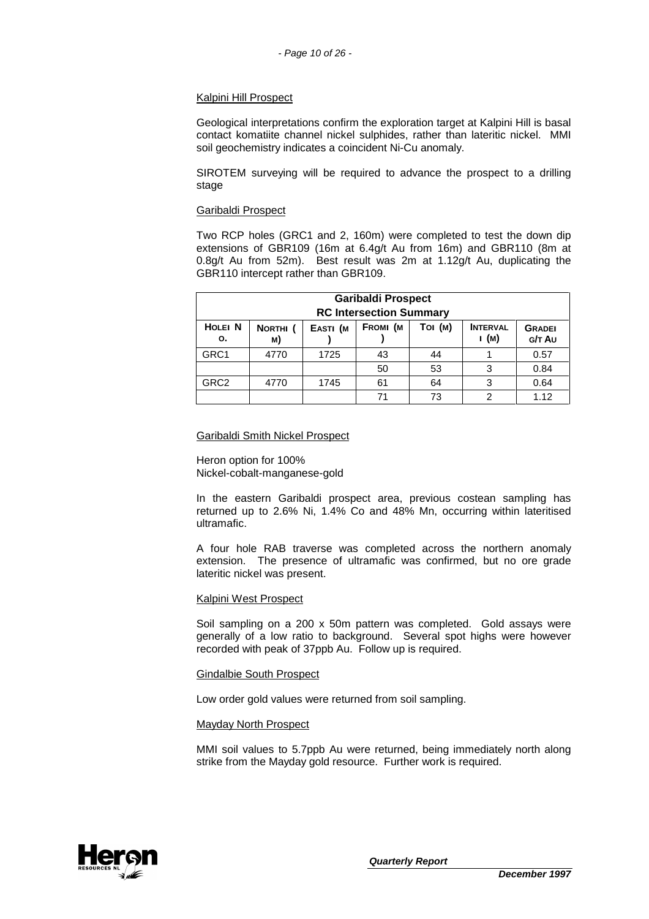<u>Kalpini Hill Prospect</u>

Geological interpretations confirm the exploration target at Kalpini Hill is basal contact komatiite channel nickel sulphides, rather than lateritic nickel. MMI soil geochemistry indicates a coincident Ni-Cu anomaly.

SIROTEM surveying will be required to advance the prospect to a drilling stage

<u>Garibaldi Prospect</u>

Two RCP holes (GRC1 and 2, 160m) were completed to test the down dip extensions of GBR109 (16m at 6.4g/t Au from 16m) and GBR110 (8m at 0.8g/t Au from 52m). Best result was 2m at 1.12g/t Au, duplicating the GBR110 intercept rather than GBR109.

| **Garibaldi Prospect RC Intersection Summary** | | | | | | |
|---|---|---|---|---|---|---|
| **Hole No.** | **North (m)** | **East (m)** | **From (m)** | **To (m)** | **Interval (m)** | **Grade g/t Au** |
| GRC1 | 4770 | 1725 | 43 | 44 | 1 | 0.57 |
| | | | 50 | 53 | 3 | 0.84 |
| GRC2 | 4770 | 1745 | 61 | 64 | 3 | 0.64 |
| | | | 71 | 73 | 2 | 1.12 |

<u>Garibaldi Smith Nickel Prospect</u>

Heron option for 100%
Nickel-cobalt-manganese-gold

In the eastern Garibaldi prospect area, previous costean sampling has returned up to 2.6% Ni, 1.4% Co and 48% Mn, occurring within lateritised ultramafic.

A four hole RAB traverse was completed across the northern anomaly extension. The presence of ultramafic was confirmed, but no ore grade lateritic nickel was present.

<u>Kalpini West Prospect</u>

Soil sampling on a 200 x 50m pattern was completed. Gold assays were generally of a low ratio to background. Several spot highs were however recorded with peak of 37ppb Au. Follow up is required.

<u>Gindalbie South Prospect</u>

Low order gold values were returned from soil sampling.

<u>Mayday North Prospect</u>

MMI soil values to 5.7ppb Au were returned, being immediately north along strike from the Mayday gold resource. Further work is required.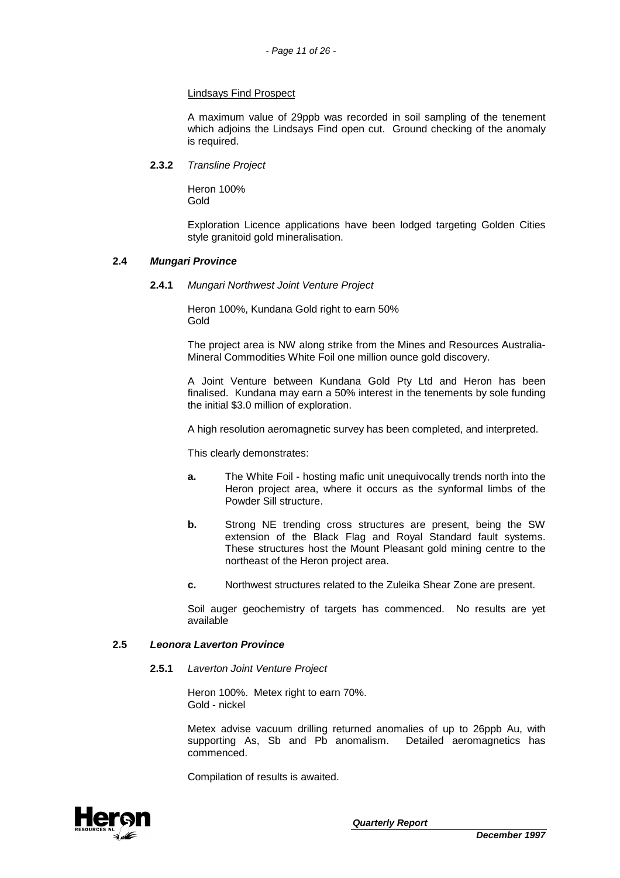Lindsays Find Prospect

A maximum value of 29ppb was recorded in soil sampling of the tenement which adjoins the Lindsays Find open cut. Ground checking of the anomaly is required.

**2.3.2** *Transline Project*

Heron 100%
Gold

Exploration Licence applications have been lodged targeting Golden Cities style granitoid gold mineralisation.

### 2.4 *Mungari Province*

**2.4.1** *Mungari Northwest Joint Venture Project*

Heron 100%, Kundana Gold right to earn 50%
Gold

The project area is NW along strike from the Mines and Resources Australia-Mineral Commodities White Foil one million ounce gold discovery.

A Joint Venture between Kundana Gold Pty Ltd and Heron has been finalised. Kundana may earn a 50% interest in the tenements by sole funding the initial $3.0 million of exploration.

A high resolution aeromagnetic survey has been completed, and interpreted.

This clearly demonstrates:

**a.** The White Foil - hosting mafic unit unequivocally trends north into the Heron project area, where it occurs as the synformal limbs of the Powder Sill structure.

**b.** Strong NE trending cross structures are present, being the SW extension of the Black Flag and Royal Standard fault systems. These structures host the Mount Pleasant gold mining centre to the northeast of the Heron project area.

**c.** Northwest structures related to the Zuleika Shear Zone are present.

Soil auger geochemistry of targets has commenced. No results are yet available

### 2.5 *Leonora Laverton Province*

**2.5.1** *Laverton Joint Venture Project*

Heron 100%. Metex right to earn 70%.
Gold - nickel

Metex advise vacuum drilling returned anomalies of up to 26ppb Au, with supporting As, Sb and Pb anomalism. Detailed aeromagnetics has commenced.

Compilation of results is awaited.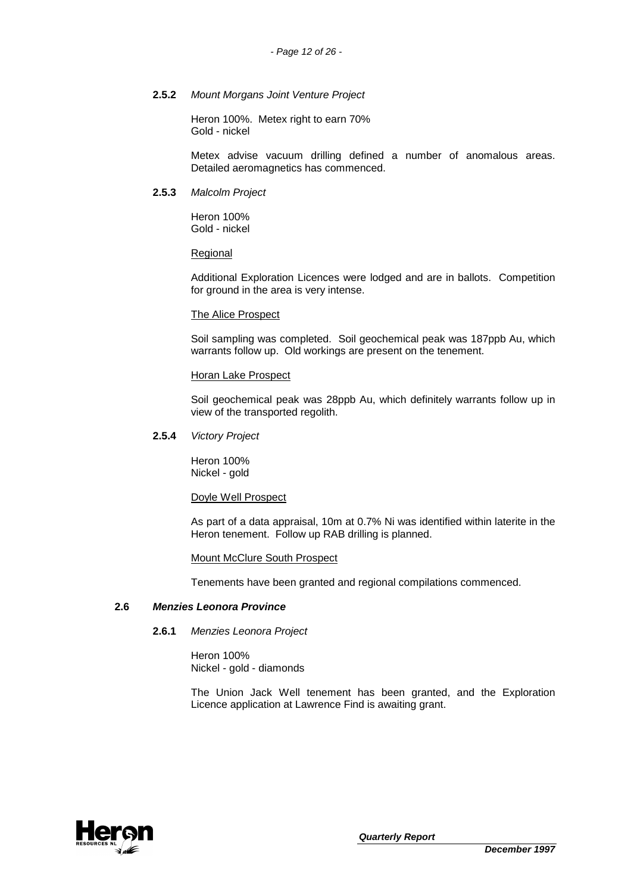#### **2.5.2** *Mount Morgans Joint Venture Project*

Heron 100%. Metex right to earn 70%
Gold - nickel

Metex advise vacuum drilling defined a number of anomalous areas. Detailed aeromagnetics has commenced.

#### **2.5.3** *Malcolm Project*

Heron 100%
Gold - nickel

Regional

Additional Exploration Licences were lodged and are in ballots. Competition for ground in the area is very intense.

The Alice Prospect

Soil sampling was completed. Soil geochemical peak was 187ppb Au, which warrants follow up. Old workings are present on the tenement.

Horan Lake Prospect

Soil geochemical peak was 28ppb Au, which definitely warrants follow up in view of the transported regolith.

#### **2.5.4** *Victory Project*

Heron 100%
Nickel - gold

Doyle Well Prospect

As part of a data appraisal, 10m at 0.7% Ni was identified within laterite in the Heron tenement. Follow up RAB drilling is planned.

Mount McClure South Prospect

Tenements have been granted and regional compilations commenced.

### **2.6** ***Menzies Leonora Province***

#### **2.6.1** *Menzies Leonora Project*

Heron 100%
Nickel - gold - diamonds

The Union Jack Well tenement has been granted, and the Exploration Licence application at Lawrence Find is awaiting grant.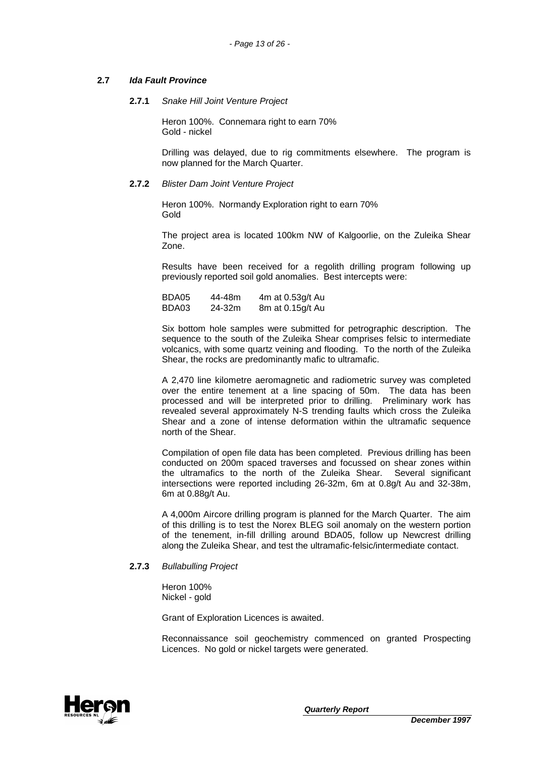## 2.7 *Ida Fault Province*

### 2.7.1 *Snake Hill Joint Venture Project*

Heron 100%. Connemara right to earn 70%
Gold - nickel

Drilling was delayed, due to rig commitments elsewhere. The program is now planned for the March Quarter.

### 2.7.2 *Blister Dam Joint Venture Project*

Heron 100%. Normandy Exploration right to earn 70%
Gold

The project area is located 100km NW of Kalgoorlie, on the Zuleika Shear Zone.

Results have been received for a regolith drilling program following up previously reported soil gold anomalies. Best intercepts were:

| | | |
|---|---|---|
| BDA05 | 44-48m | 4m at 0.53g/t Au |
| BDA03 | 24-32m | 8m at 0.15g/t Au |

Six bottom hole samples were submitted for petrographic description. The sequence to the south of the Zuleika Shear comprises felsic to intermediate volcanics, with some quartz veining and flooding. To the north of the Zuleika Shear, the rocks are predominantly mafic to ultramafic.

A 2,470 line kilometre aeromagnetic and radiometric survey was completed over the entire tenement at a line spacing of 50m. The data has been processed and will be interpreted prior to drilling. Preliminary work has revealed several approximately N-S trending faults which cross the Zuleika Shear and a zone of intense deformation within the ultramafic sequence north of the Shear.

Compilation of open file data has been completed. Previous drilling has been conducted on 200m spaced traverses and focussed on shear zones within the ultramafics to the north of the Zuleika Shear. Several significant intersections were reported including 26-32m, 6m at 0.8g/t Au and 32-38m, 6m at 0.88g/t Au.

A 4,000m Aircore drilling program is planned for the March Quarter. The aim of this drilling is to test the Norex BLEG soil anomaly on the western portion of the tenement, in-fill drilling around BDA05, follow up Newcrest drilling along the Zuleika Shear, and test the ultramafic-felsic/intermediate contact.

### 2.7.3 *Bullabulling Project*

Heron 100%
Nickel - gold

Grant of Exploration Licences is awaited.

Reconnaissance soil geochemistry commenced on granted Prospecting Licences. No gold or nickel targets were generated.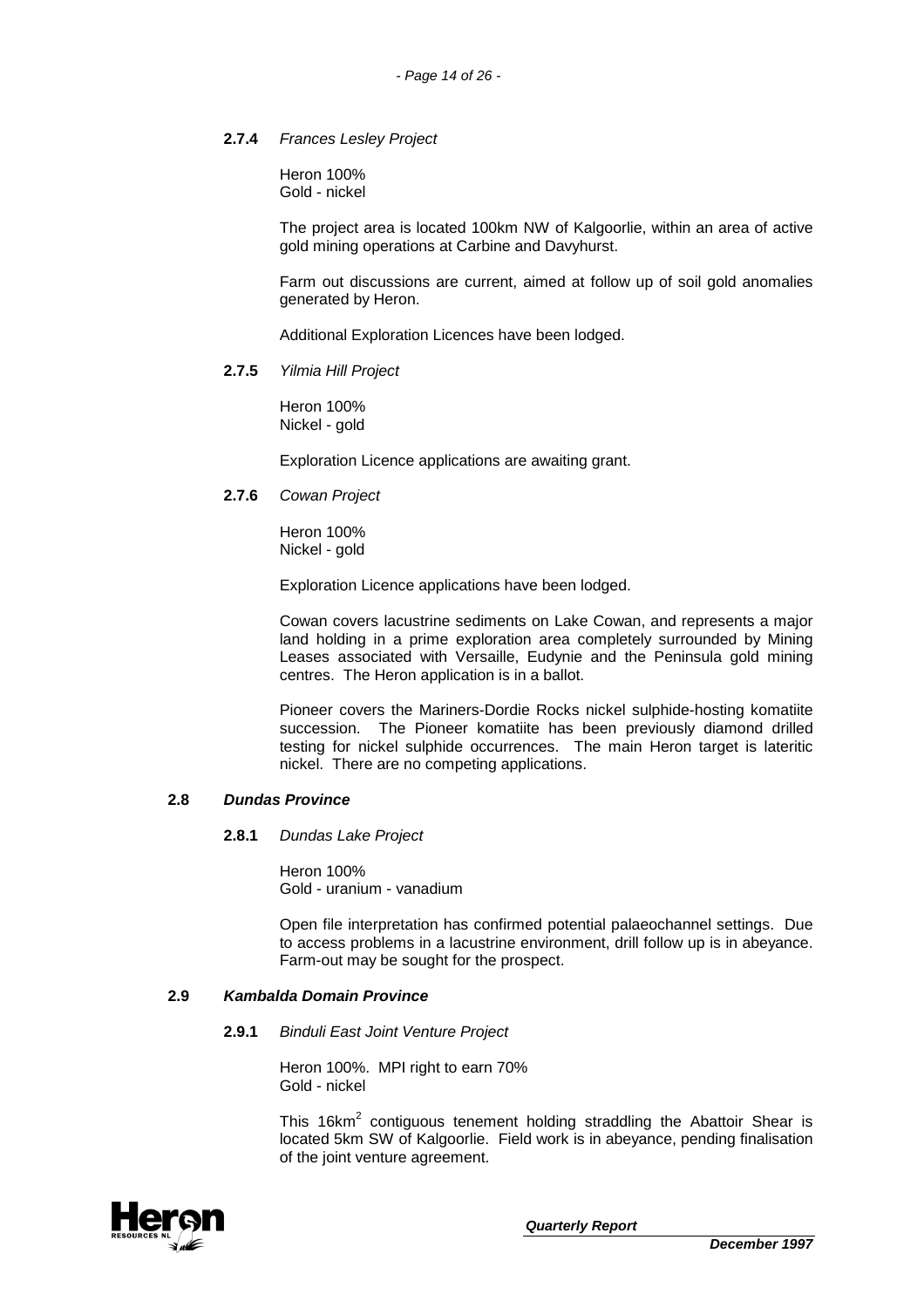#### 2.7.4 *Frances Lesley Project*

Heron 100%
Gold - nickel

The project area is located 100km NW of Kalgoorlie, within an area of active gold mining operations at Carbine and Davyhurst.

Farm out discussions are current, aimed at follow up of soil gold anomalies generated by Heron.

Additional Exploration Licences have been lodged.

#### 2.7.5 *Yilmia Hill Project*

Heron 100%
Nickel - gold

Exploration Licence applications are awaiting grant.

#### 2.7.6 *Cowan Project*

Heron 100%
Nickel - gold

Exploration Licence applications have been lodged.

Cowan covers lacustrine sediments on Lake Cowan, and represents a major land holding in a prime exploration area completely surrounded by Mining Leases associated with Versaille, Eudynie and the Peninsula gold mining centres. The Heron application is in a ballot.

Pioneer covers the Mariners-Dordie Rocks nickel sulphide-hosting komatiite succession. The Pioneer komatiite has been previously diamond drilled testing for nickel sulphide occurrences. The main Heron target is lateritic nickel. There are no competing applications.

### 2.8 ***Dundas Province***

#### 2.8.1 *Dundas Lake Project*

Heron 100%
Gold - uranium - vanadium

Open file interpretation has confirmed potential palaeochannel settings. Due to access problems in a lacustrine environment, drill follow up is in abeyance. Farm-out may be sought for the prospect.

### 2.9 ***Kambalda Domain Province***

#### 2.9.1 *Binduli East Joint Venture Project*

Heron 100%. MPI right to earn 70%
Gold - nickel

This 16km$^2$ contiguous tenement holding straddling the Abattoir Shear is located 5km SW of Kalgoorlie. Field work is in abeyance, pending finalisation of the joint venture agreement.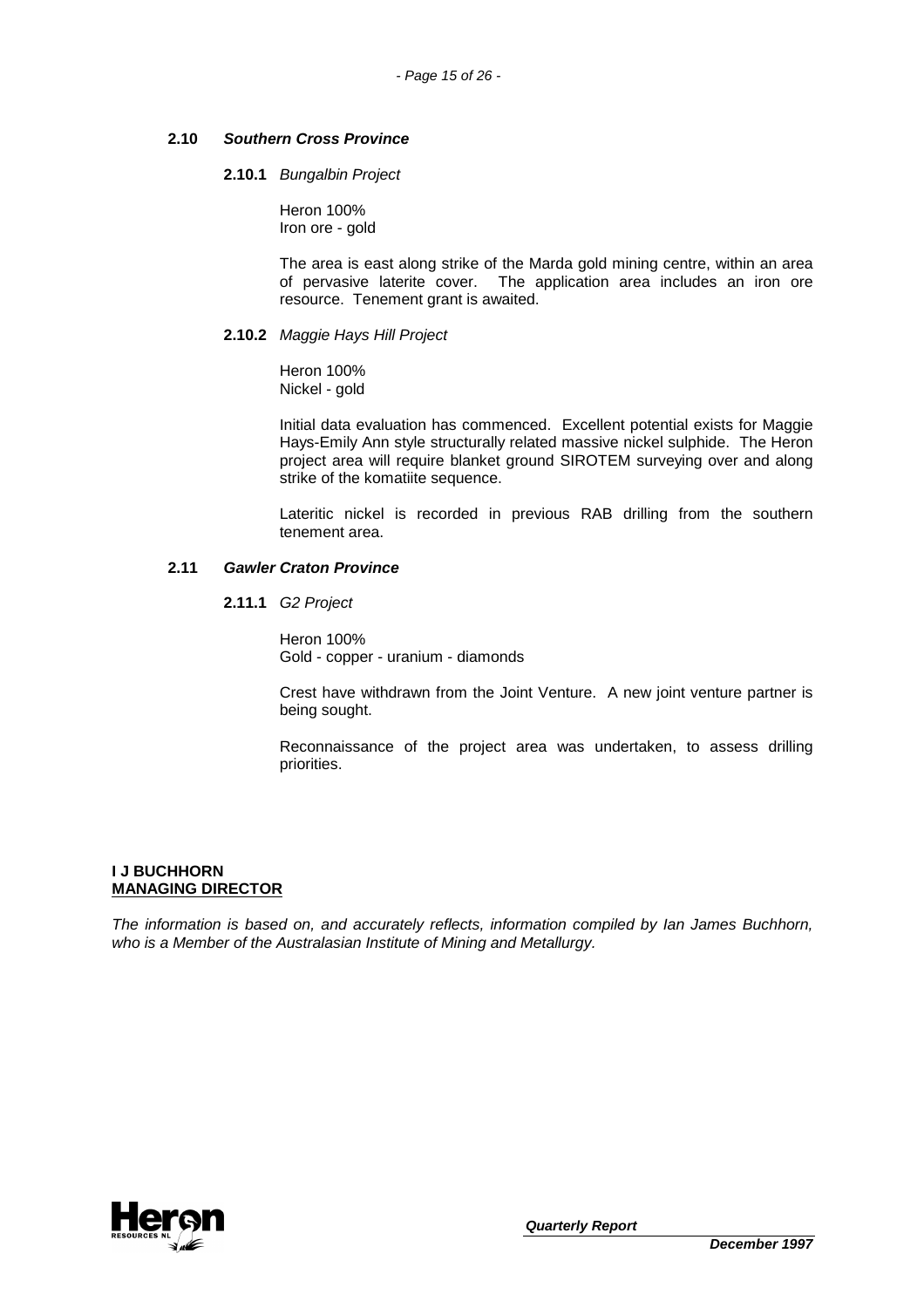## 2.10 *Southern Cross Province*

### 2.10.1 *Bungalbin Project*

Heron 100%
Iron ore - gold

The area is east along strike of the Marda gold mining centre, within an area of pervasive laterite cover. The application area includes an iron ore resource. Tenement grant is awaited.

### 2.10.2 *Maggie Hays Hill Project*

Heron 100%
Nickel - gold

Initial data evaluation has commenced. Excellent potential exists for Maggie Hays-Emily Ann style structurally related massive nickel sulphide. The Heron project area will require blanket ground SIROTEM surveying over and along strike of the komatiite sequence.

Lateritic nickel is recorded in previous RAB drilling from the southern tenement area.

## 2.11 *Gawler Craton Province*

### 2.11.1 *G2 Project*

Heron 100%
Gold - copper - uranium - diamonds

Crest have withdrawn from the Joint Venture. A new joint venture partner is being sought.

Reconnaissance of the project area was undertaken, to assess drilling priorities.

**I J BUCHHORN**
**MANAGING DIRECTOR**

*The information is based on, and accurately reflects, information compiled by Ian James Buchhorn, who is a Member of the Australasian Institute of Mining and Metallurgy.*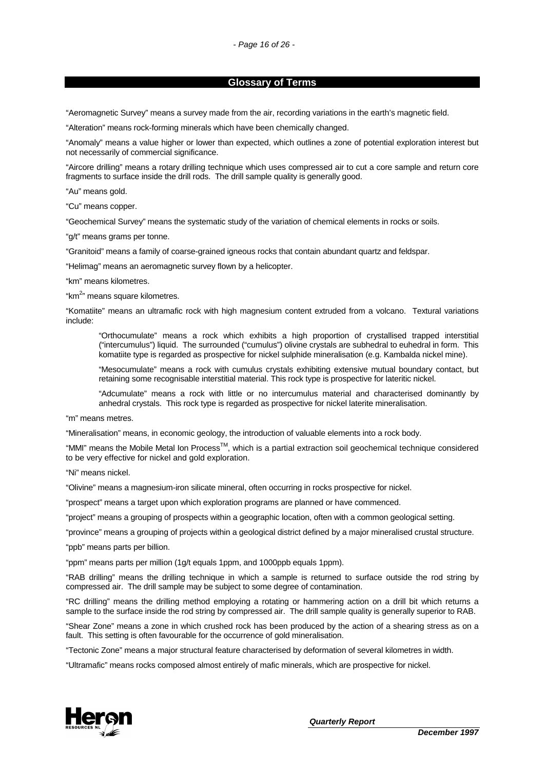## Glossary of Terms

"Aeromagnetic Survey" means a survey made from the air, recording variations in the earth's magnetic field.

"Alteration" means rock-forming minerals which have been chemically changed.

"Anomaly" means a value higher or lower than expected, which outlines a zone of potential exploration interest but not necessarily of commercial significance.

"Aircore drilling" means a rotary drilling technique which uses compressed air to cut a core sample and return core fragments to surface inside the drill rods. The drill sample quality is generally good.

"Au" means gold.

"Cu" means copper.

"Geochemical Survey" means the systematic study of the variation of chemical elements in rocks or soils.

"g/t" means grams per tonne.

"Granitoid" means a family of coarse-grained igneous rocks that contain abundant quartz and feldspar.

"Helimag" means an aeromagnetic survey flown by a helicopter.

"km" means kilometres.

"$km^2$" means square kilometres.

"Komatiite" means an ultramafic rock with high magnesium content extruded from a volcano. Textural variations include:

> "Orthocumulate" means a rock which exhibits a high proportion of crystallised trapped interstitial ("intercumulus") liquid. The surrounded ("cumulus") olivine crystals are subhedral to euhedral in form. This komatiite type is regarded as prospective for nickel sulphide mineralisation (e.g. Kambalda nickel mine).
>
> "Mesocumulate" means a rock with cumulus crystals exhibiting extensive mutual boundary contact, but retaining some recognisable interstitial material. This rock type is prospective for lateritic nickel.
>
> "Adcumulate" means a rock with little or no intercumulus material and characterised dominantly by anhedral crystals. This rock type is regarded as prospective for nickel laterite mineralisation.

"m" means metres.

"Mineralisation" means, in economic geology, the introduction of valuable elements into a rock body.

"MMI" means the Mobile Metal Ion Process™, which is a partial extraction soil geochemical technique considered to be very effective for nickel and gold exploration.

"Ni" means nickel.

"Olivine" means a magnesium-iron silicate mineral, often occurring in rocks prospective for nickel.

"prospect" means a target upon which exploration programs are planned or have commenced.

"project" means a grouping of prospects within a geographic location, often with a common geological setting.

"province" means a grouping of projects within a geological district defined by a major mineralised crustal structure.

"ppb" means parts per billion.

"ppm" means parts per million (1g/t equals 1ppm, and 1000ppb equals 1ppm).

"RAB drilling" means the drilling technique in which a sample is returned to surface outside the rod string by compressed air. The drill sample may be subject to some degree of contamination.

"RC drilling" means the drilling method employing a rotating or hammering action on a drill bit which returns a sample to the surface inside the rod string by compressed air. The drill sample quality is generally superior to RAB.

"Shear Zone" means a zone in which crushed rock has been produced by the action of a shearing stress as on a fault. This setting is often favourable for the occurrence of gold mineralisation.

"Tectonic Zone" means a major structural feature characterised by deformation of several kilometres in width.

"Ultramafic" means rocks composed almost entirely of mafic minerals, which are prospective for nickel.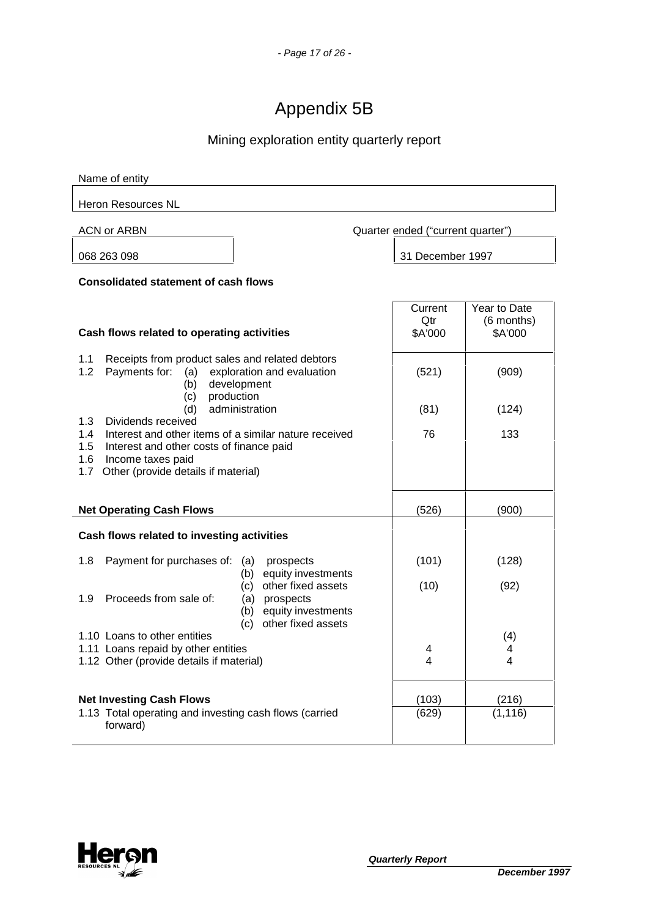# Appendix 5B

## Mining exploration entity quarterly report

Name of entity

Heron Resources NL

| ACN or ARBN | Quarter ended ("current quarter") |
|---|---|
| 068 263 098 | 31 December 1997 |

**Consolidated statement of cash flows**

| **Cash flows related to operating activities** | Current Qtr $A'000 | Year to Date (6 months) $A'000 |
|---|---|---|
| 1.1 Receipts from product sales and related debtors | | |
| 1.2 Payments for: (a) exploration and evaluation | (521) | (909) |
| (b) development | | |
| (c) production | | |
| (d) administration | (81) | (124) |
| 1.3 Dividends received | | |
| 1.4 Interest and other items of a similar nature received | 76 | 133 |
| 1.5 Interest and other costs of finance paid | | |
| 1.6 Income taxes paid | | |
| 1.7 Other (provide details if material) | | |
| **Net Operating Cash Flows** | (526) | (900) |
| **Cash flows related to investing activities** | | |
| 1.8 Payment for purchases of: (a) prospects | (101) | (128) |
| (b) equity investments | | |
| (c) other fixed assets | (10) | (92) |
| 1.9 Proceeds from sale of: (a) prospects | | |
| (b) equity investments | | |
| (c) other fixed assets | | |
| 1.10 Loans to other entities | | (4) |
| 1.11 Loans repaid by other entities | 4 | 4 |
| 1.12 Other (provide details if material) | 4 | 4 |
| **Net Investing Cash Flows** | (103) | (216) |
| 1.13 Total operating and investing cash flows (carried forward) | (629) | (1,116) |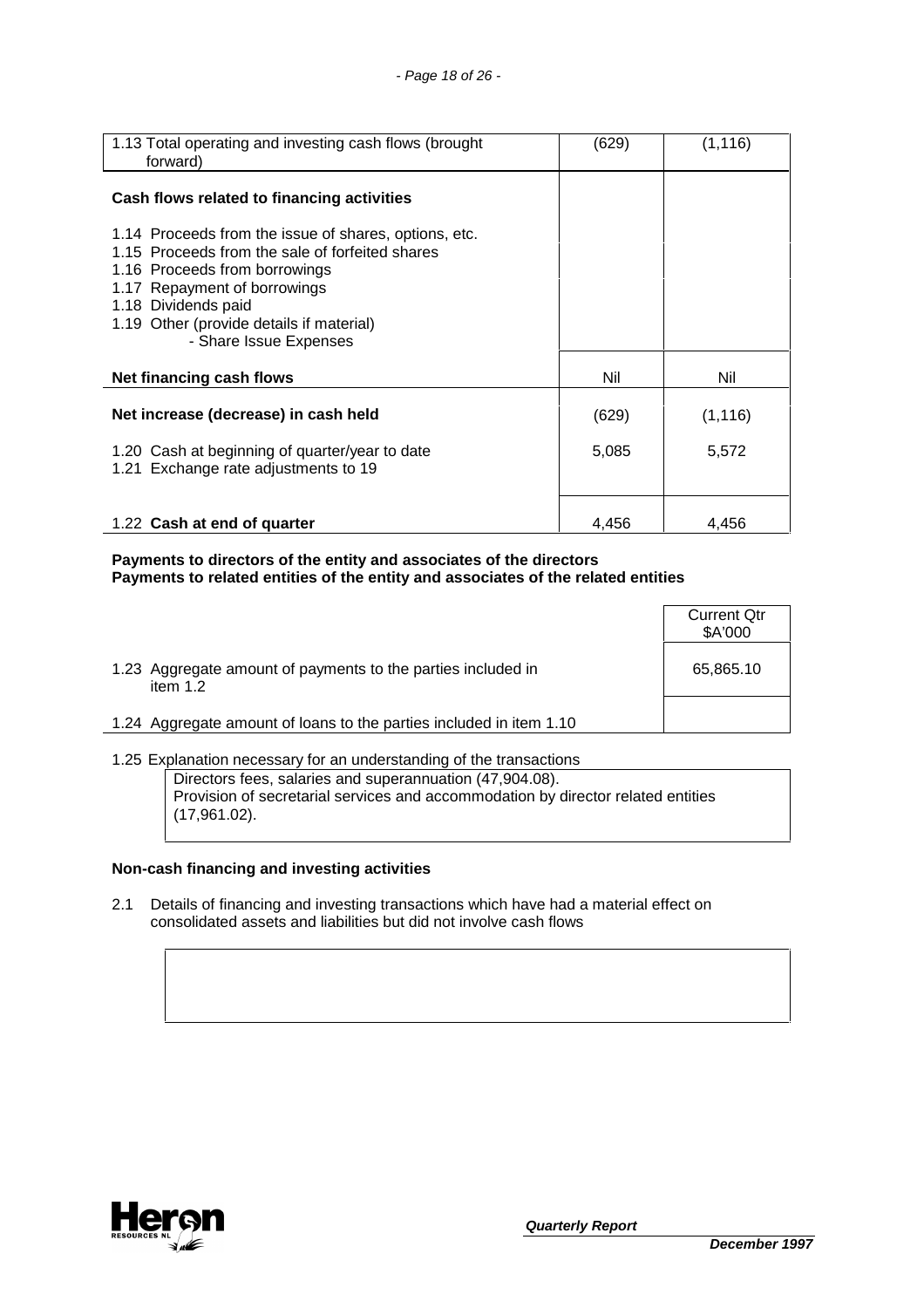| | | |
|---|---|---|
| 1.13 Total operating and investing cash flows (brought forward) | (629) | (1,116) |
| **Cash flows related to financing activities** | | |
| 1.14 Proceeds from the issue of shares, options, etc. | | |
| 1.15 Proceeds from the sale of forfeited shares | | |
| 1.16 Proceeds from borrowings | | |
| 1.17 Repayment of borrowings | | |
| 1.18 Dividends paid | | |
| 1.19 Other (provide details if material) - Share Issue Expenses | | |
| **Net financing cash flows** | Nil | Nil |
| **Net increase (decrease) in cash held** | (629) | (1,116) |
| 1.20 Cash at beginning of quarter/year to date | 5,085 | 5,572 |
| 1.21 Exchange rate adjustments to 19 | | |
| 1.22 **Cash at end of quarter** | 4,456 | 4,456 |

**Payments to directors of the entity and associates of the directors**
**Payments to related entities of the entity and associates of the related entities**

| | Current Qtr $A'000 |
|---|---|
| 1.23 Aggregate amount of payments to the parties included in item 1.2 | 65,865.10 |
| 1.24 Aggregate amount of loans to the parties included in item 1.10 | |

1.25 Explanation necessary for an understanding of the transactions

Directors fees, salaries and superannuation (47,904.08).
Provision of secretarial services and accommodation by director related entities (17,961.02).

**Non-cash financing and investing activities**

2.1 Details of financing and investing transactions which have had a material effect on consolidated assets and liabilities but did not involve cash flows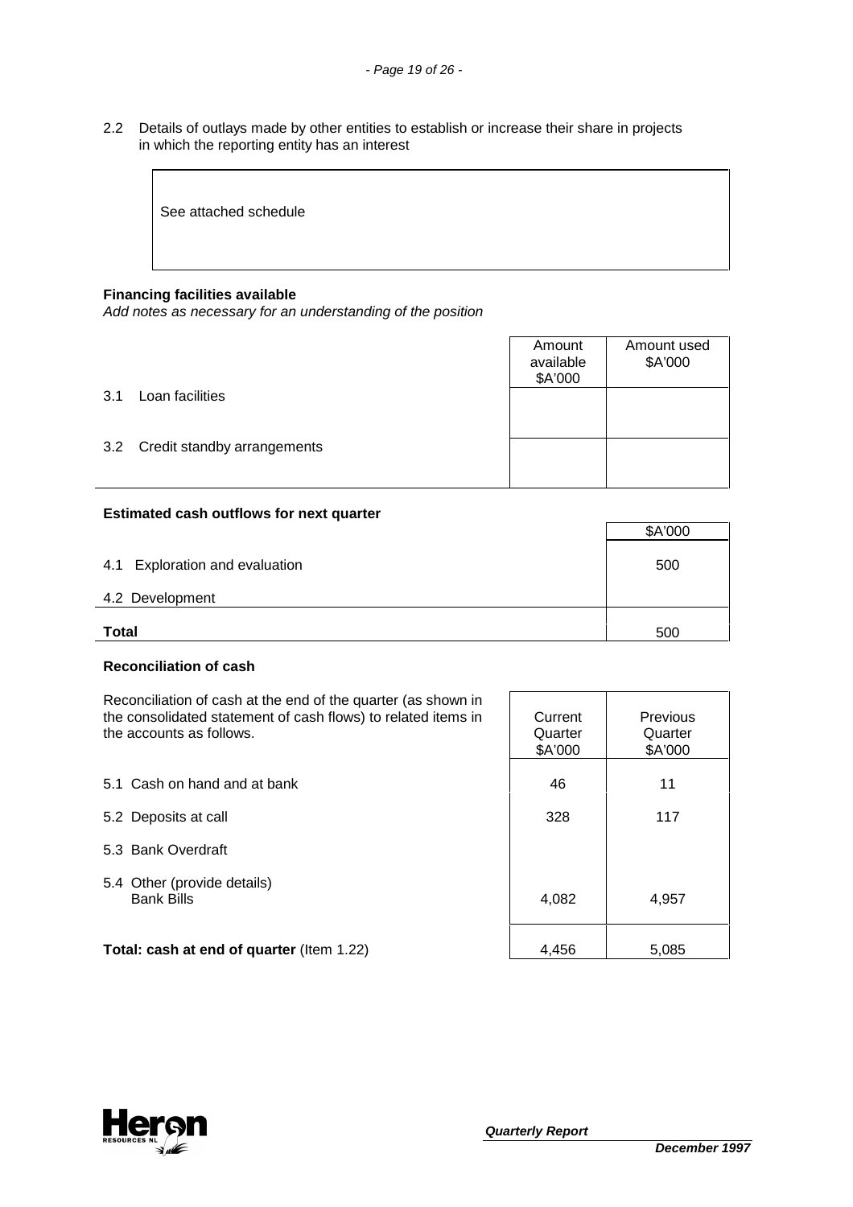2.2 Details of outlays made by other entities to establish or increase their share in projects in which the reporting entity has an interest

See attached schedule

**Financing facilities available**

*Add notes as necessary for an understanding of the position*

| | Amount available $A'000 | Amount used $A'000 |
|---|---|---|
| 3.1 Loan facilities | | |
| 3.2 Credit standby arrangements | | |

**Estimated cash outflows for next quarter**

| | $A'000 |
|---|---|
| 4.1 Exploration and evaluation | 500 |
| 4.2 Development | |
| **Total** | 500 |

**Reconciliation of cash**

| Reconciliation of cash at the end of the quarter (as shown in the consolidated statement of cash flows) to related items in the accounts as follows. | Current Quarter $A'000 | Previous Quarter $A'000 |
|---|---|---|
| 5.1 Cash on hand and at bank | 46 | 11 |
| 5.2 Deposits at call | 328 | 117 |
| 5.3 Bank Overdraft | | |
| 5.4 Other (provide details) Bank Bills | 4,082 | 4,957 |
| **Total: cash at end of quarter** (Item 1.22) | 4,456 | 5,085 |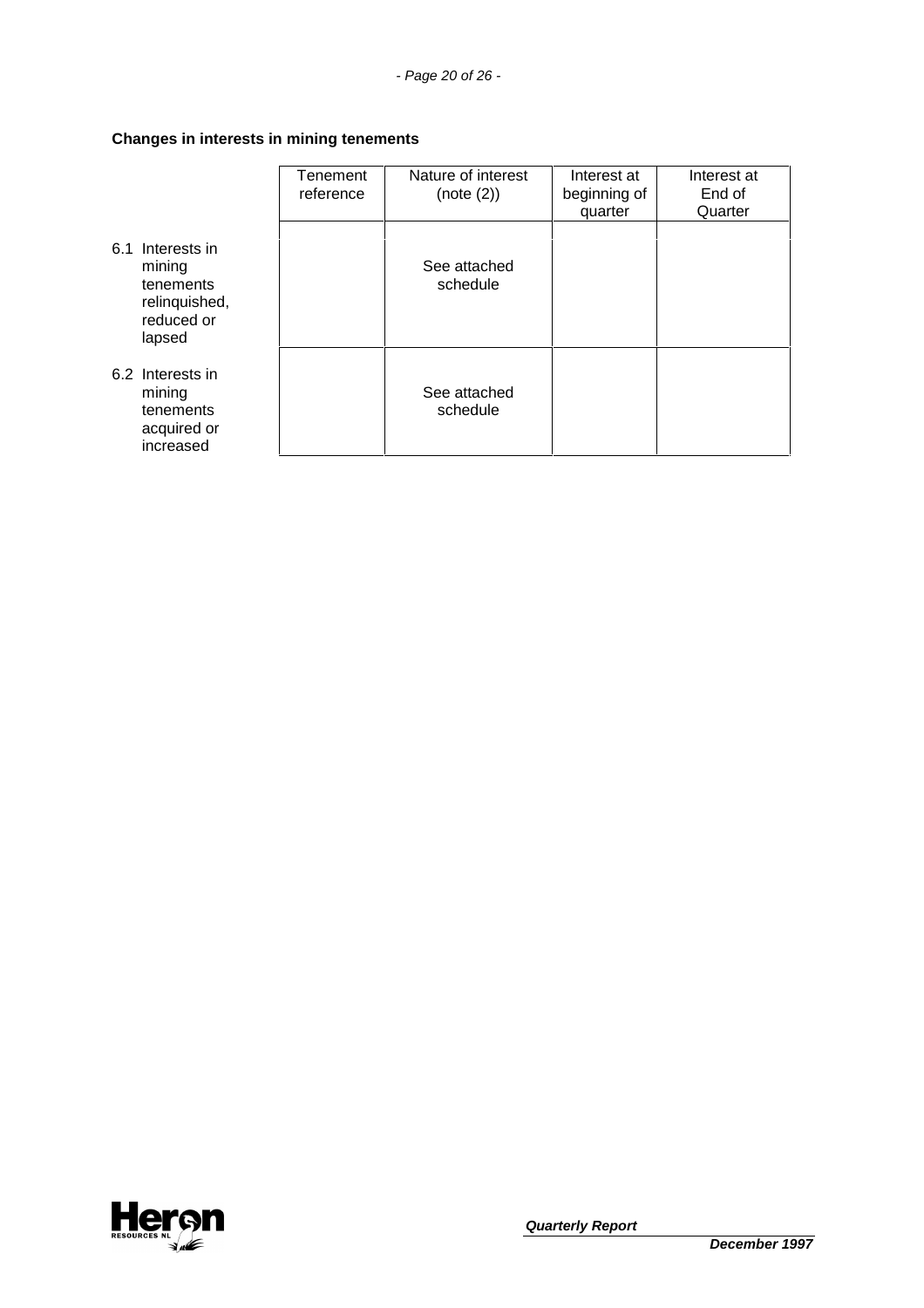**Changes in interests in mining tenements**

| | Tenement reference | Nature of interest (note (2)) | Interest at beginning of quarter | Interest at End of Quarter |
|---|---|---|---|---|
| 6.1 Interests in mining tenements relinquished, reduced or lapsed | | See attached schedule | | |
| 6.2 Interests in mining tenements acquired or increased | | See attached schedule | | |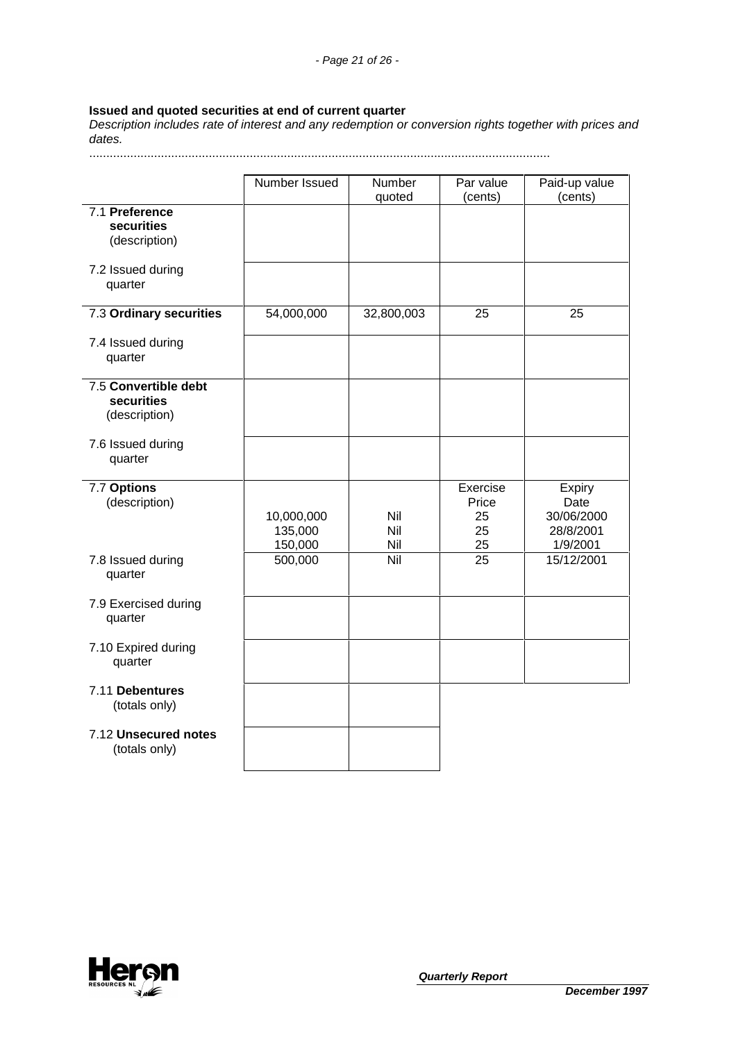**Issued and quoted securities at end of current quarter**

*Description includes rate of interest and any redemption or conversion rights together with prices and dates.*

.....................................................................................................................................

| | Number Issued | Number quoted | Par value (cents) | Paid-up value (cents) |
|---|---|---|---|---|
| 7.1 **Preference securities** (description) | | | | |
| 7.2 Issued during quarter | | | | |
| 7.3 **Ordinary securities** | 54,000,000 | 32,800,003 | 25 | 25 |
| 7.4 Issued during quarter | | | | |
| 7.5 **Convertible debt securities** (description) | | | | |
| 7.6 Issued during quarter | | | | |
| 7.7 **Options** (description) | | | Exercise Price | Expiry Date |
| | 10,000,000 | Nil | 25 | 30/06/2000 |
| | 135,000 | Nil | 25 | 28/8/2001 |
| | 150,000 | Nil | 25 | 1/9/2001 |
| 7.8 Issued during quarter | 500,000 | Nil | 25 | 15/12/2001 |
| 7.9 Exercised during quarter | | | | |
| 7.10 Expired during quarter | | | | |
| 7.11 **Debentures** (totals only) | | | | |
| 7.12 **Unsecured notes** (totals only) | | | | |

Heron RESOURCES NL

***Quarterly Report***

***December 1997***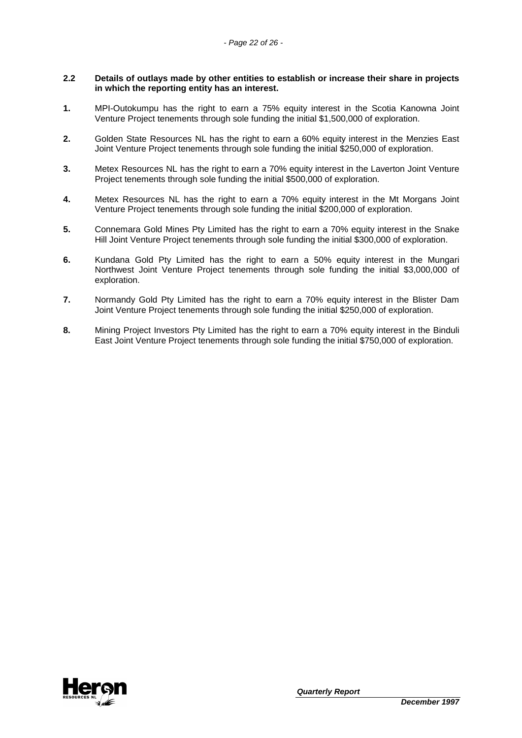**2.2 Details of outlays made by other entities to establish or increase their share in projects in which the reporting entity has an interest.**

**1.** MPI-Outokumpu has the right to earn a 75% equity interest in the Scotia Kanowna Joint Venture Project tenements through sole funding the initial $1,500,000 of exploration.

**2.** Golden State Resources NL has the right to earn a 60% equity interest in the Menzies East Joint Venture Project tenements through sole funding the initial $250,000 of exploration.

**3.** Metex Resources NL has the right to earn a 70% equity interest in the Laverton Joint Venture Project tenements through sole funding the initial $500,000 of exploration.

**4.** Metex Resources NL has the right to earn a 70% equity interest in the Mt Morgans Joint Venture Project tenements through sole funding the initial $200,000 of exploration.

**5.** Connemara Gold Mines Pty Limited has the right to earn a 70% equity interest in the Snake Hill Joint Venture Project tenements through sole funding the initial $300,000 of exploration.

**6.** Kundana Gold Pty Limited has the right to earn a 50% equity interest in the Mungari Northwest Joint Venture Project tenements through sole funding the initial $3,000,000 of exploration.

**7.** Normandy Gold Pty Limited has the right to earn a 70% equity interest in the Blister Dam Joint Venture Project tenements through sole funding the initial $250,000 of exploration.

**8.** Mining Project Investors Pty Limited has the right to earn a 70% equity interest in the Binduli East Joint Venture Project tenements through sole funding the initial $750,000 of exploration.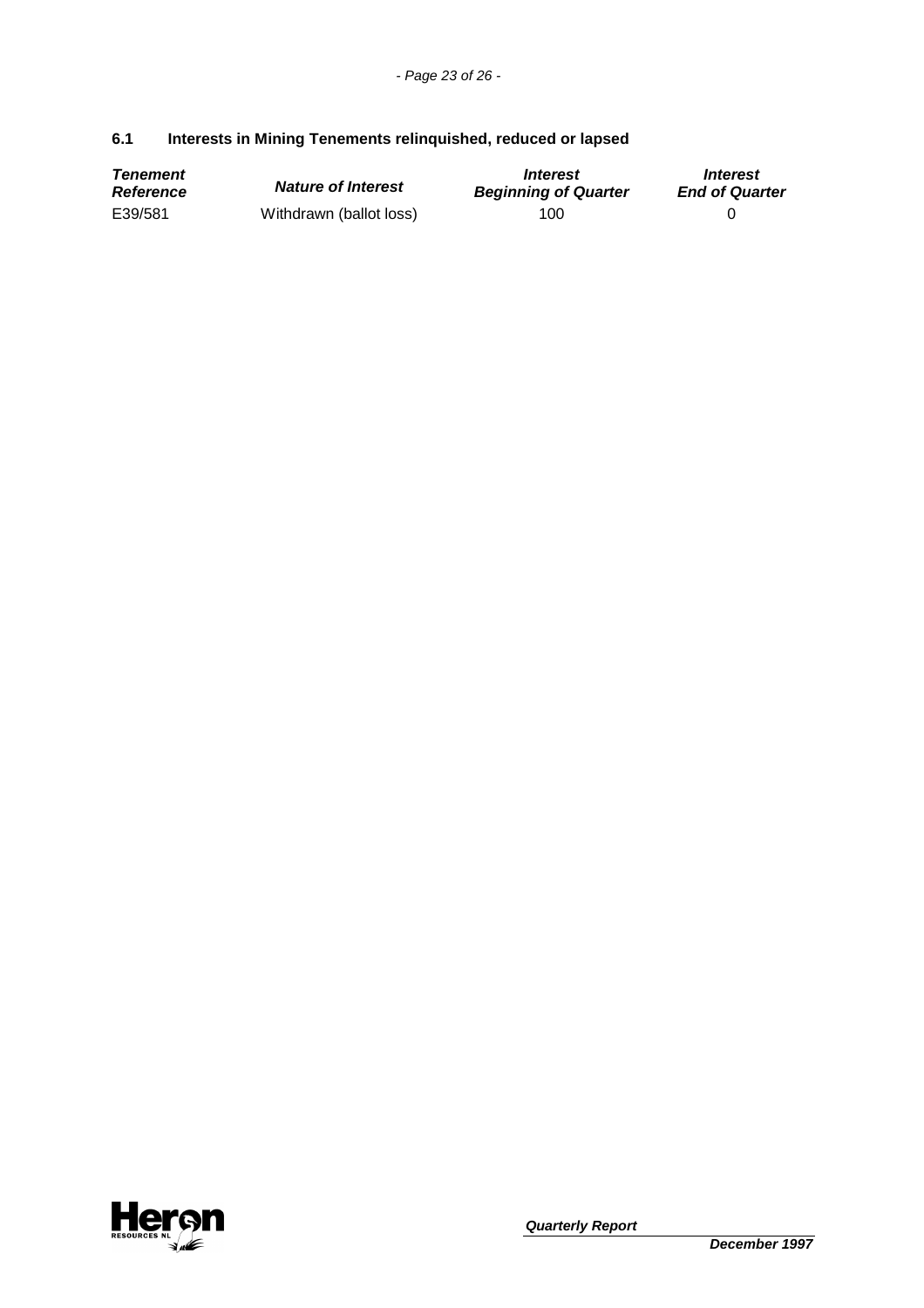### 6.1 Interests in Mining Tenements relinquished, reduced or lapsed

| *Tenement Reference* | *Nature of Interest* | *Interest Beginning of Quarter* | *Interest End of Quarter* |
|---|---|---|---|
| E39/581 | Withdrawn (ballot loss) | 100 | 0 |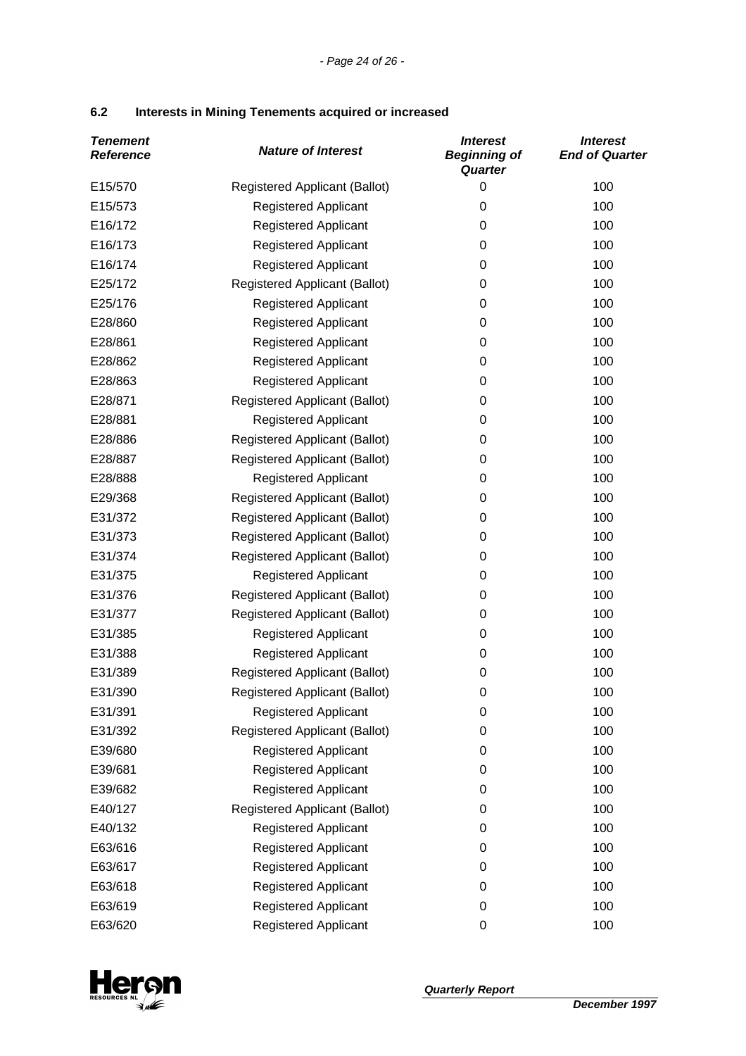### 6.2 Interests in Mining Tenements acquired or increased

| *Tenement Reference* | *Nature of Interest* | *Interest Beginning of Quarter* | *Interest End of Quarter* |
|---|---|---|---|
| E15/570 | Registered Applicant (Ballot) | 0 | 100 |
| E15/573 | Registered Applicant | 0 | 100 |
| E16/172 | Registered Applicant | 0 | 100 |
| E16/173 | Registered Applicant | 0 | 100 |
| E16/174 | Registered Applicant | 0 | 100 |
| E25/172 | Registered Applicant (Ballot) | 0 | 100 |
| E25/176 | Registered Applicant | 0 | 100 |
| E28/860 | Registered Applicant | 0 | 100 |
| E28/861 | Registered Applicant | 0 | 100 |
| E28/862 | Registered Applicant | 0 | 100 |
| E28/863 | Registered Applicant | 0 | 100 |
| E28/871 | Registered Applicant (Ballot) | 0 | 100 |
| E28/881 | Registered Applicant | 0 | 100 |
| E28/886 | Registered Applicant (Ballot) | 0 | 100 |
| E28/887 | Registered Applicant (Ballot) | 0 | 100 |
| E28/888 | Registered Applicant | 0 | 100 |
| E29/368 | Registered Applicant (Ballot) | 0 | 100 |
| E31/372 | Registered Applicant (Ballot) | 0 | 100 |
| E31/373 | Registered Applicant (Ballot) | 0 | 100 |
| E31/374 | Registered Applicant (Ballot) | 0 | 100 |
| E31/375 | Registered Applicant | 0 | 100 |
| E31/376 | Registered Applicant (Ballot) | 0 | 100 |
| E31/377 | Registered Applicant (Ballot) | 0 | 100 |
| E31/385 | Registered Applicant | 0 | 100 |
| E31/388 | Registered Applicant | 0 | 100 |
| E31/389 | Registered Applicant (Ballot) | 0 | 100 |
| E31/390 | Registered Applicant (Ballot) | 0 | 100 |
| E31/391 | Registered Applicant | 0 | 100 |
| E31/392 | Registered Applicant (Ballot) | 0 | 100 |
| E39/680 | Registered Applicant | 0 | 100 |
| E39/681 | Registered Applicant | 0 | 100 |
| E39/682 | Registered Applicant | 0 | 100 |
| E40/127 | Registered Applicant (Ballot) | 0 | 100 |
| E40/132 | Registered Applicant | 0 | 100 |
| E63/616 | Registered Applicant | 0 | 100 |
| E63/617 | Registered Applicant | 0 | 100 |
| E63/618 | Registered Applicant | 0 | 100 |
| E63/619 | Registered Applicant | 0 | 100 |
| E63/620 | Registered Applicant | 0 | 100 |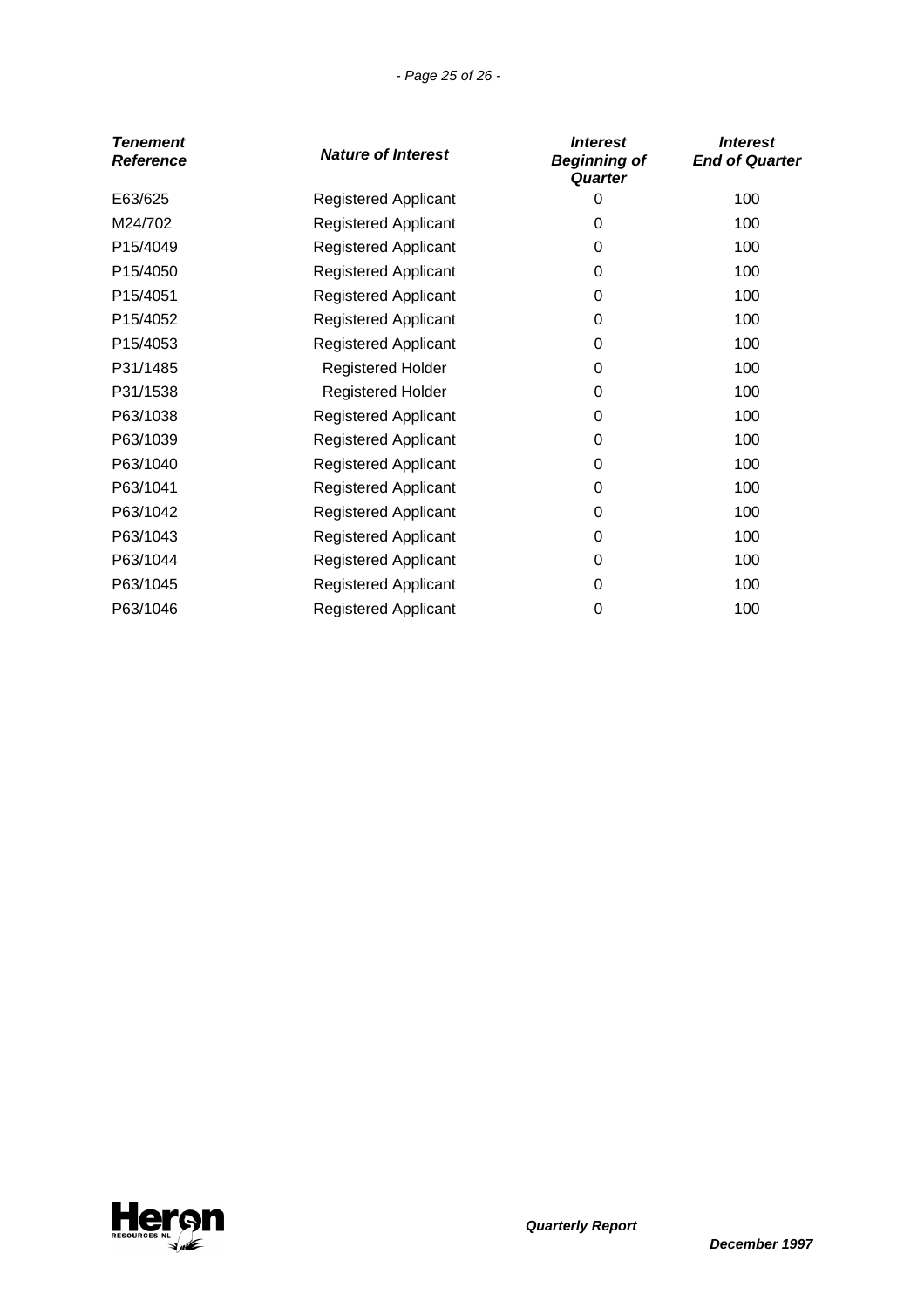| Tenement Reference | Nature of Interest | Interest Beginning of Quarter | Interest End of Quarter |
|---|---|---|---|
| E63/625 | Registered Applicant | 0 | 100 |
| M24/702 | Registered Applicant | 0 | 100 |
| P15/4049 | Registered Applicant | 0 | 100 |
| P15/4050 | Registered Applicant | 0 | 100 |
| P15/4051 | Registered Applicant | 0 | 100 |
| P15/4052 | Registered Applicant | 0 | 100 |
| P15/4053 | Registered Applicant | 0 | 100 |
| P31/1485 | Registered Holder | 0 | 100 |
| P31/1538 | Registered Holder | 0 | 100 |
| P63/1038 | Registered Applicant | 0 | 100 |
| P63/1039 | Registered Applicant | 0 | 100 |
| P63/1040 | Registered Applicant | 0 | 100 |
| P63/1041 | Registered Applicant | 0 | 100 |
| P63/1042 | Registered Applicant | 0 | 100 |
| P63/1043 | Registered Applicant | 0 | 100 |
| P63/1044 | Registered Applicant | 0 | 100 |
| P63/1045 | Registered Applicant | 0 | 100 |
| P63/1046 | Registered Applicant | 0 | 100 |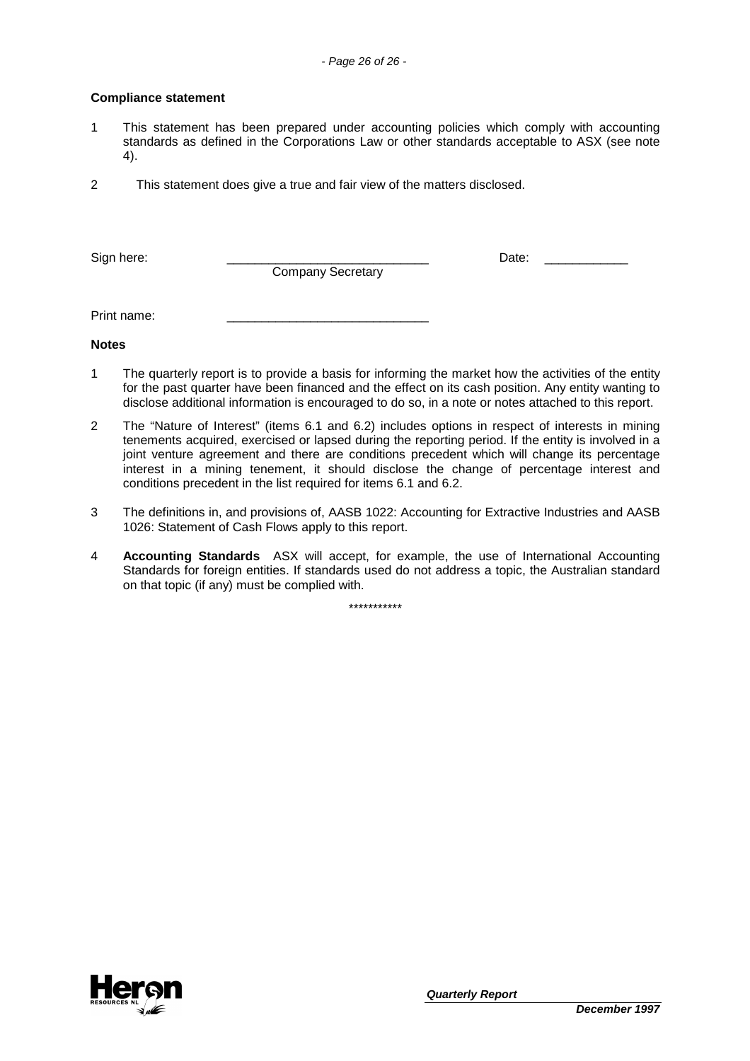**Compliance statement**

1. This statement has been prepared under accounting policies which comply with accounting standards as defined in the Corporations Law or other standards acceptable to ASX (see note 4).

2. This statement does give a true and fair view of the matters disclosed.

Sign here: ____________________________ Date: ____________
Company Secretary

Print name: ____________________________

**Notes**

1. The quarterly report is to provide a basis for informing the market how the activities of the entity for the past quarter have been financed and the effect on its cash position. Any entity wanting to disclose additional information is encouraged to do so, in a note or notes attached to this report.

2. The "Nature of Interest" (items 6.1 and 6.2) includes options in respect of interests in mining tenements acquired, exercised or lapsed during the reporting period. If the entity is involved in a joint venture agreement and there are conditions precedent which will change its percentage interest in a mining tenement, it should disclose the change of percentage interest and conditions precedent in the list required for items 6.1 and 6.2.

3. The definitions in, and provisions of, AASB 1022: Accounting for Extractive Industries and AASB 1026: Statement of Cash Flows apply to this report.

4. **Accounting Standards** ASX will accept, for example, the use of International Accounting Standards for foreign entities. If standards used do not address a topic, the Australian standard on that topic (if any) must be complied with.

***********